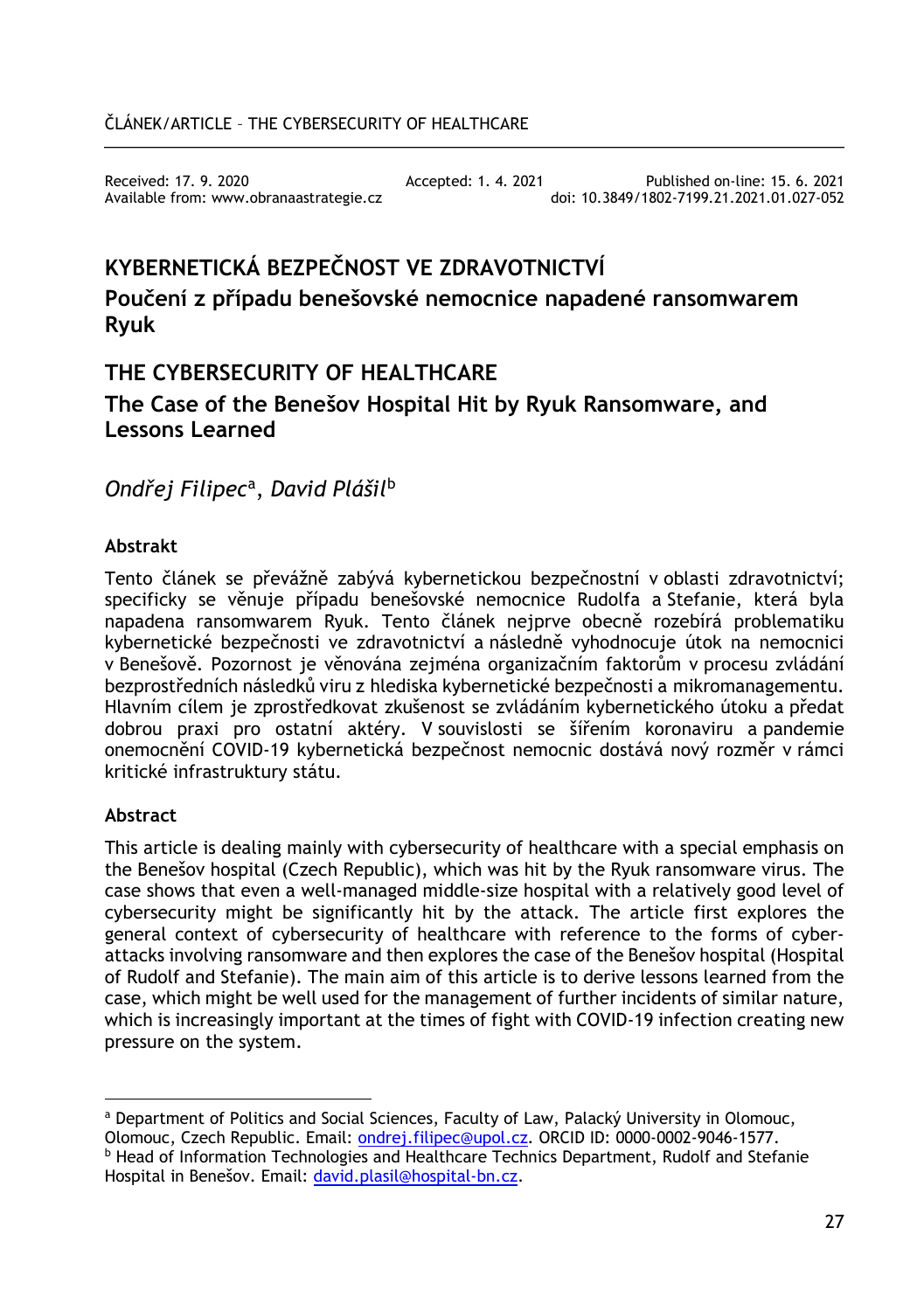ČLÁNEK/ARTICLE – THE CYBERSECURITY OF HEALTHCARE

Received: 17. 9. 2020 Accepted: 1. 4. 2021 Published on-line: 15. 6. 2021
Available from: www.obranaastrategie.cz doi: 10.3849/1802-7199.21.2021.01.027-052

# KYBERNETICKÁ BEZPEČNOST VE ZDRAVOTNICTVÍ

## Poučení z případu benešovské nemocnice napadené ransomwarem Ryuk

# THE CYBERSECURITY OF HEALTHCARE

## The Case of the Benešov Hospital Hit by Ryuk Ransomware, and Lessons Learned

*Ondřej Filipec*[a], *David Plášil*[b]

### Abstrakt

Tento článek se převážně zabývá kybernetickou bezpečností v oblasti zdravotnictví; specificky se věnuje případu benešovské nemocnice Rudolfa a Stefanie, která byla napadena ransomwarem Ryuk. Tento článek nejprve obecně rozebírá problematiku kybernetické bezpečnosti ve zdravotnictví a následně vyhodnocuje útok na nemocnici v Benešově. Pozornost je věnována zejména organizačním faktorům v procesu zvládání bezprostředních následků viru z hlediska kybernetické bezpečnosti a mikromanagementu. Hlavním cílem je zprostředkovat zkušenost se zvládáním kybernetického útoku a předat dobrou praxi pro ostatní aktéry. V souvislosti se šířením koronaviru a pandemie onemocnění COVID-19 kybernetická bezpečnost nemocnic dostává nový rozměr v rámci kritické infrastruktury státu.

### Abstract

This article is dealing mainly with cybersecurity of healthcare with a special emphasis on the Benešov hospital (Czech Republic), which was hit by the Ryuk ransomware virus. The case shows that even a well-managed middle-size hospital with a relatively good level of cybersecurity might be significantly hit by the attack. The article first explores the general context of cybersecurity of healthcare with reference to the forms of cyber-attacks involving ransomware and then explores the case of the Benešov hospital (Hospital of Rudolf and Stefanie). The main aim of this article is to derive lessons learned from the case, which might be well used for the management of further incidents of similar nature, which is increasingly important at the times of fight with COVID-19 infection creating new pressure on the system.

---

[a] Department of Politics and Social Sciences, Faculty of Law, Palacký University in Olomouc, Olomouc, Czech Republic. Email: ondrej.filipec@upol.cz. ORCID ID: 0000-0002-9046-1577.

[b] Head of Information Technologies and Healthcare Technics Department, Rudolf and Stefanie Hospital in Benešov. Email: david.plasil@hospital-bn.cz.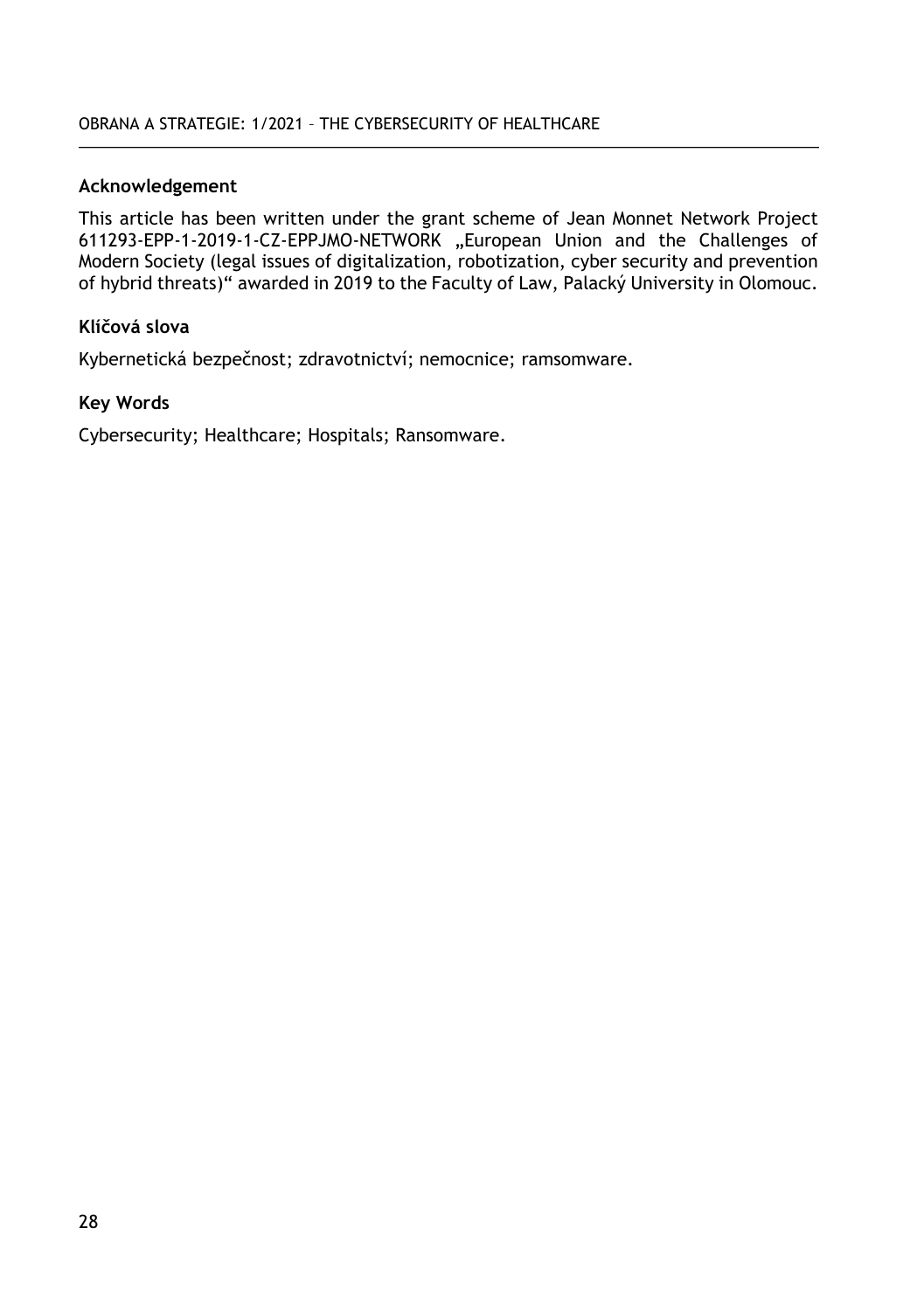## Acknowledgement

This article has been written under the grant scheme of Jean Monnet Network Project 611293-EPP-1-2019-1-CZ-EPPJMO-NETWORK „European Union and the Challenges of Modern Society (legal issues of digitalization, robotization, cyber security and prevention of hybrid threats)" awarded in 2019 to the Faculty of Law, Palacký University in Olomouc.

## Klíčová slova

Kybernetická bezpečnost; zdravotnictví; nemocnice; ramsomware.

## Key Words

Cybersecurity; Healthcare; Hospitals; Ransomware.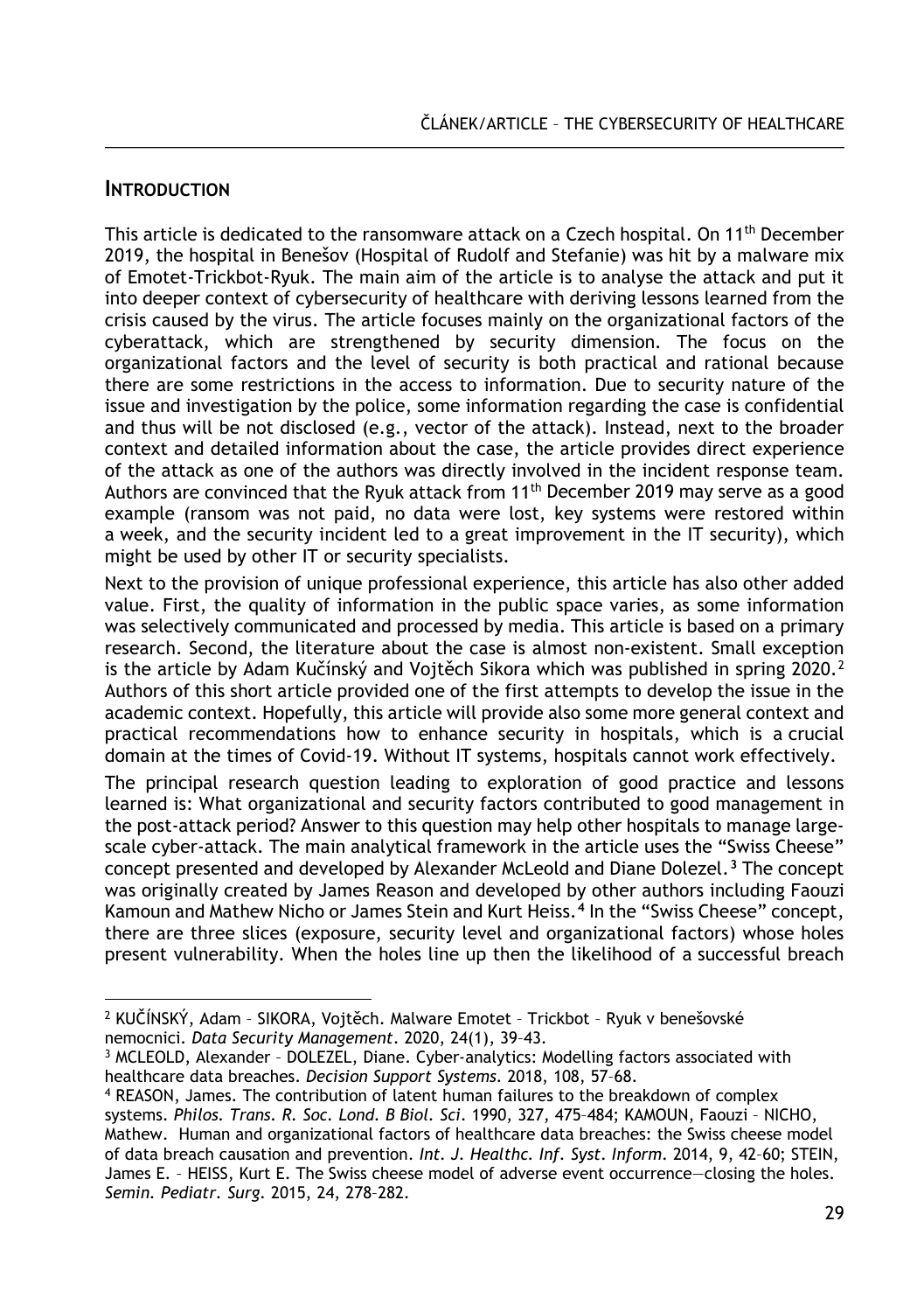## Introduction

This article is dedicated to the ransomware attack on a Czech hospital. On 11th December 2019, the hospital in Benešov (Hospital of Rudolf and Stefanie) was hit by a malware mix of Emotet-Trickbot-Ryuk. The main aim of the article is to analyse the attack and put it into deeper context of cybersecurity of healthcare with deriving lessons learned from the crisis caused by the virus. The article focuses mainly on the organizational factors of the cyberattack, which are strengthened by security dimension. The focus on the organizational factors and the level of security is both practical and rational because there are some restrictions in the access to information. Due to security nature of the issue and investigation by the police, some information regarding the case is confidential and thus will be not disclosed (e.g., vector of the attack). Instead, next to the broader context and detailed information about the case, the article provides direct experience of the attack as one of the authors was directly involved in the incident response team. Authors are convinced that the Ryuk attack from 11th December 2019 may serve as a good example (ransom was not paid, no data were lost, key systems were restored within a week, and the security incident led to a great improvement in the IT security), which might be used by other IT or security specialists.

Next to the provision of unique professional experience, this article has also other added value. First, the quality of information in the public space varies, as some information was selectively communicated and processed by media. This article is based on a primary research. Second, the literature about the case is almost non-existent. Small exception is the article by Adam Kučínský and Vojtěch Sikora which was published in spring 2020.[2] Authors of this short article provided one of the first attempts to develop the issue in the academic context. Hopefully, this article will provide also some more general context and practical recommendations how to enhance security in hospitals, which is a crucial domain at the times of Covid-19. Without IT systems, hospitals cannot work effectively.

The principal research question leading to exploration of good practice and lessons learned is: What organizational and security factors contributed to good management in the post-attack period? Answer to this question may help other hospitals to manage large-scale cyber-attack. The main analytical framework in the article uses the "Swiss Cheese" concept presented and developed by Alexander McLeold and Diane Dolezel.[3] The concept was originally created by James Reason and developed by other authors including Faouzi Kamoun and Mathew Nicho or James Stein and Kurt Heiss.[4] In the "Swiss Cheese" concept, there are three slices (exposure, security level and organizational factors) whose holes present vulnerability. When the holes line up then the likelihood of a successful breach

---

[2] KUČÍNSKÝ, Adam – SIKORA, Vojtěch. Malware Emotet – Trickbot – Ryuk v benešovské nemocnici. *Data Security Management*. 2020, 24(1), 39–43.

[3] MCLEOLD, Alexander – DOLEZEL, Diane. Cyber-analytics: Modelling factors associated with healthcare data breaches. *Decision Support Systems*. 2018, 108, 57–68.

[4] REASON, James. The contribution of latent human failures to the breakdown of complex systems. *Philos. Trans. R. Soc. Lond. B Biol. Sci*. 1990, 327, 475–484; KAMOUN, Faouzi – NICHO, Mathew. Human and organizational factors of healthcare data breaches: the Swiss cheese model of data breach causation and prevention. *Int. J. Healthc. Inf. Syst. Inform*. 2014, 9, 42–60; STEIN, James E. – HEISS, Kurt E. The Swiss cheese model of adverse event occurrence—closing the holes. *Semin. Pediatr. Surg*. 2015, 24, 278–282.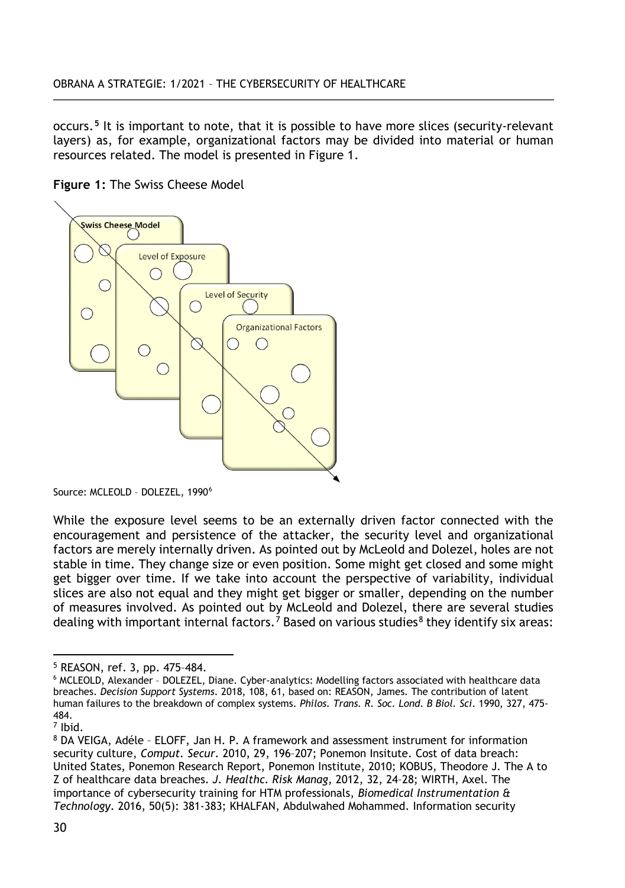occurs.[5] It is important to note, that it is possible to have more slices (security-relevant layers) as, for example, organizational factors may be divided into material or human resources related. The model is presented in Figure 1.

**Figure 1:** The Swiss Cheese Model

Source: MCLEOLD – DOLEZEL, 1990[6]

While the exposure level seems to be an externally driven factor connected with the encouragement and persistence of the attacker, the security level and organizational factors are merely internally driven. As pointed out by McLeold and Dolezel, holes are not stable in time. They change size or even position. Some might get closed and some might get bigger over time. If we take into account the perspective of variability, individual slices are also not equal and they might get bigger or smaller, depending on the number of measures involved. As pointed out by McLeold and Dolezel, there are several studies dealing with important internal factors.[7] Based on various studies[8] they identify six areas:

---

[5] REASON, ref. 3, pp. 475–484.

[6] MCLEOLD, Alexander – DOLEZEL, Diane. Cyber-analytics: Modelling factors associated with healthcare data breaches. *Decision Support Systems*. 2018, 108, 61, based on: REASON, James. The contribution of latent human failures to the breakdown of complex systems. *Philos. Trans. R. Soc. Lond. B Biol. Sci*. 1990, 327, 475-484.

[7] Ibid.

[8] DA VEIGA, Adéle – ELOFF, Jan H. P. A framework and assessment instrument for information security culture, *Comput. Secur*. 2010, 29, 196–207; Ponemon Insitute. Cost of data breach: United States, Ponemon Research Report, Ponemon Institute, 2010; KOBUS, Theodore J. The A to Z of healthcare data breaches. *J. Healthc. Risk Manag*, 2012, 32, 24–28; WIRTH, Axel. The importance of cybersecurity training for HTM professionals, *Biomedical Instrumentation & Technology*. 2016, 50(5): 381-383; KHALFAN, Abdulwahed Mohammed. Information security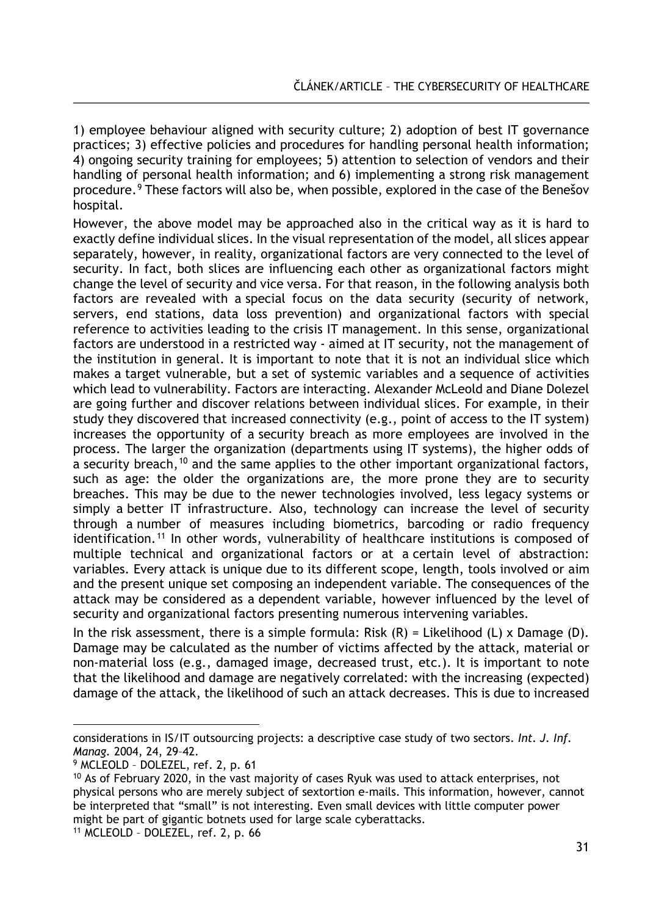1) employee behaviour aligned with security culture; 2) adoption of best IT governance practices; 3) effective policies and procedures for handling personal health information; 4) ongoing security training for employees; 5) attention to selection of vendors and their handling of personal health information; and 6) implementing a strong risk management procedure.[9] These factors will also be, when possible, explored in the case of the Benešov hospital.

However, the above model may be approached also in the critical way as it is hard to exactly define individual slices. In the visual representation of the model, all slices appear separately, however, in reality, organizational factors are very connected to the level of security. In fact, both slices are influencing each other as organizational factors might change the level of security and vice versa. For that reason, in the following analysis both factors are revealed with a special focus on the data security (security of network, servers, end stations, data loss prevention) and organizational factors with special reference to activities leading to the crisis IT management. In this sense, organizational factors are understood in a restricted way - aimed at IT security, not the management of the institution in general. It is important to note that it is not an individual slice which makes a target vulnerable, but a set of systemic variables and a sequence of activities which lead to vulnerability. Factors are interacting. Alexander McLeold and Diane Dolezel are going further and discover relations between individual slices. For example, in their study they discovered that increased connectivity (e.g., point of access to the IT system) increases the opportunity of a security breach as more employees are involved in the process. The larger the organization (departments using IT systems), the higher odds of a security breach,[10] and the same applies to the other important organizational factors, such as age: the older the organizations are, the more prone they are to security breaches. This may be due to the newer technologies involved, less legacy systems or simply a better IT infrastructure. Also, technology can increase the level of security through a number of measures including biometrics, barcoding or radio frequency identification.[11] In other words, vulnerability of healthcare institutions is composed of multiple technical and organizational factors or at a certain level of abstraction: variables. Every attack is unique due to its different scope, length, tools involved or aim and the present unique set composing an independent variable. The consequences of the attack may be considered as a dependent variable, however influenced by the level of security and organizational factors presenting numerous intervening variables.

In the risk assessment, there is a simple formula: Risk (R) = Likelihood (L) x Damage (D). Damage may be calculated as the number of victims affected by the attack, material or non-material loss (e.g., damaged image, decreased trust, etc.). It is important to note that the likelihood and damage are negatively correlated: with the increasing (expected) damage of the attack, the likelihood of such an attack decreases. This is due to increased

considerations in IS/IT outsourcing projects: a descriptive case study of two sectors. *Int. J. Inf. Manag.* 2004, 24, 29–42.

[9] MCLEOLD – DOLEZEL, ref. 2, p. 61

[10] As of February 2020, in the vast majority of cases Ryuk was used to attack enterprises, not physical persons who are merely subject of sextortion e-mails. This information, however, cannot be interpreted that "small" is not interesting. Even small devices with little computer power might be part of gigantic botnets used for large scale cyberattacks.

[11] MCLEOLD – DOLEZEL, ref. 2, p. 66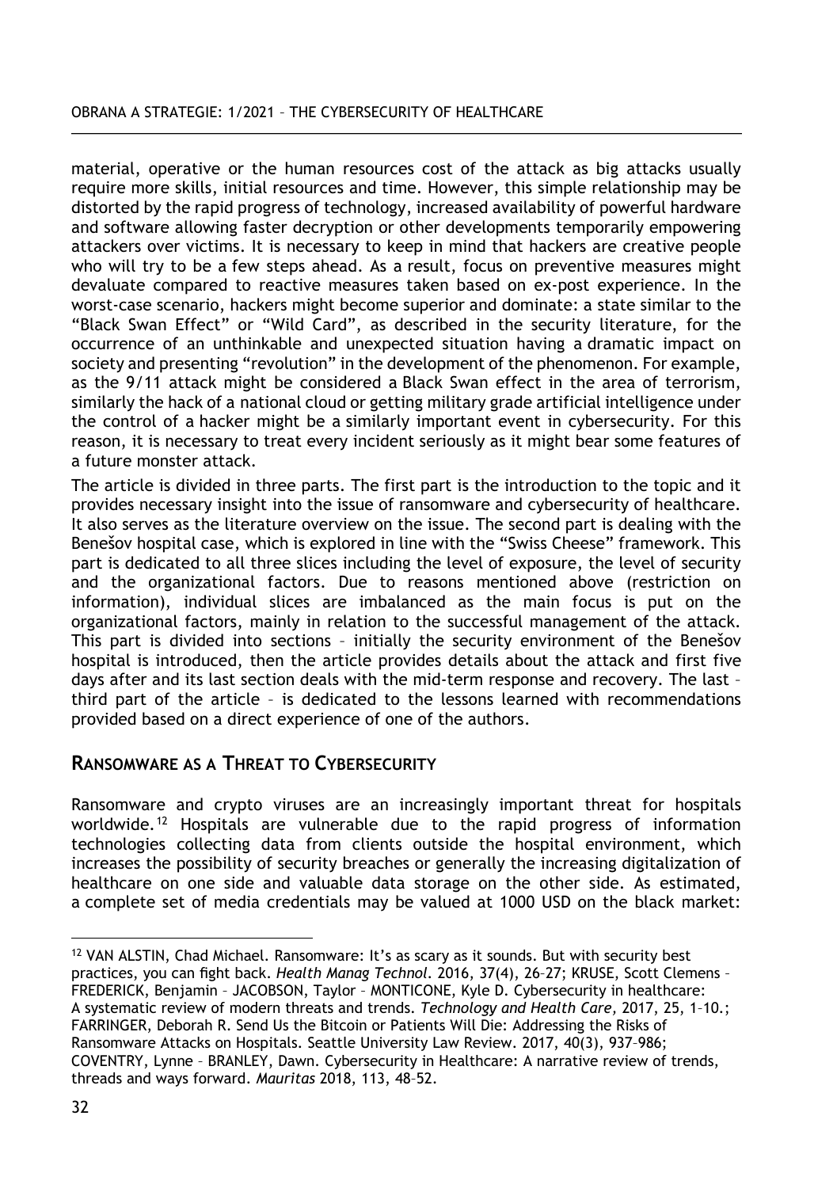material, operative or the human resources cost of the attack as big attacks usually require more skills, initial resources and time. However, this simple relationship may be distorted by the rapid progress of technology, increased availability of powerful hardware and software allowing faster decryption or other developments temporarily empowering attackers over victims. It is necessary to keep in mind that hackers are creative people who will try to be a few steps ahead. As a result, focus on preventive measures might devaluate compared to reactive measures taken based on ex-post experience. In the worst-case scenario, hackers might become superior and dominate: a state similar to the "Black Swan Effect" or "Wild Card", as described in the security literature, for the occurrence of an unthinkable and unexpected situation having a dramatic impact on society and presenting "revolution" in the development of the phenomenon. For example, as the 9/11 attack might be considered a Black Swan effect in the area of terrorism, similarly the hack of a national cloud or getting military grade artificial intelligence under the control of a hacker might be a similarly important event in cybersecurity. For this reason, it is necessary to treat every incident seriously as it might bear some features of a future monster attack.

The article is divided in three parts. The first part is the introduction to the topic and it provides necessary insight into the issue of ransomware and cybersecurity of healthcare. It also serves as the literature overview on the issue. The second part is dealing with the Benešov hospital case, which is explored in line with the "Swiss Cheese" framework. This part is dedicated to all three slices including the level of exposure, the level of security and the organizational factors. Due to reasons mentioned above (restriction on information), individual slices are imbalanced as the main focus is put on the organizational factors, mainly in relation to the successful management of the attack. This part is divided into sections – initially the security environment of the Benešov hospital is introduced, then the article provides details about the attack and first five days after and its last section deals with the mid-term response and recovery. The last – third part of the article – is dedicated to the lessons learned with recommendations provided based on a direct experience of one of the authors.

## RANSOMWARE AS A THREAT TO CYBERSECURITY

Ransomware and crypto viruses are an increasingly important threat for hospitals worldwide.[12] Hospitals are vulnerable due to the rapid progress of information technologies collecting data from clients outside the hospital environment, which increases the possibility of security breaches or generally the increasing digitalization of healthcare on one side and valuable data storage on the other side. As estimated, a complete set of media credentials may be valued at 1000 USD on the black market:

---

[12] VAN ALSTIN, Chad Michael. Ransomware: It's as scary as it sounds. But with security best practices, you can fight back. *Health Manag Technol.* 2016, 37(4), 26–27; KRUSE, Scott Clemens – FREDERICK, Benjamin – JACOBSON, Taylor – MONTICONE, Kyle D. Cybersecurity in healthcare: A systematic review of modern threats and trends. *Technology and Health Care,* 2017, 25, 1–10.; FARRINGER, Deborah R. Send Us the Bitcoin or Patients Will Die: Addressing the Risks of Ransomware Attacks on Hospitals. Seattle University Law Review. 2017, 40(3), 937–986; COVENTRY, Lynne – BRANLEY, Dawn. Cybersecurity in Healthcare: A narrative review of trends, threads and ways forward. *Mauritas* 2018, 113, 48–52.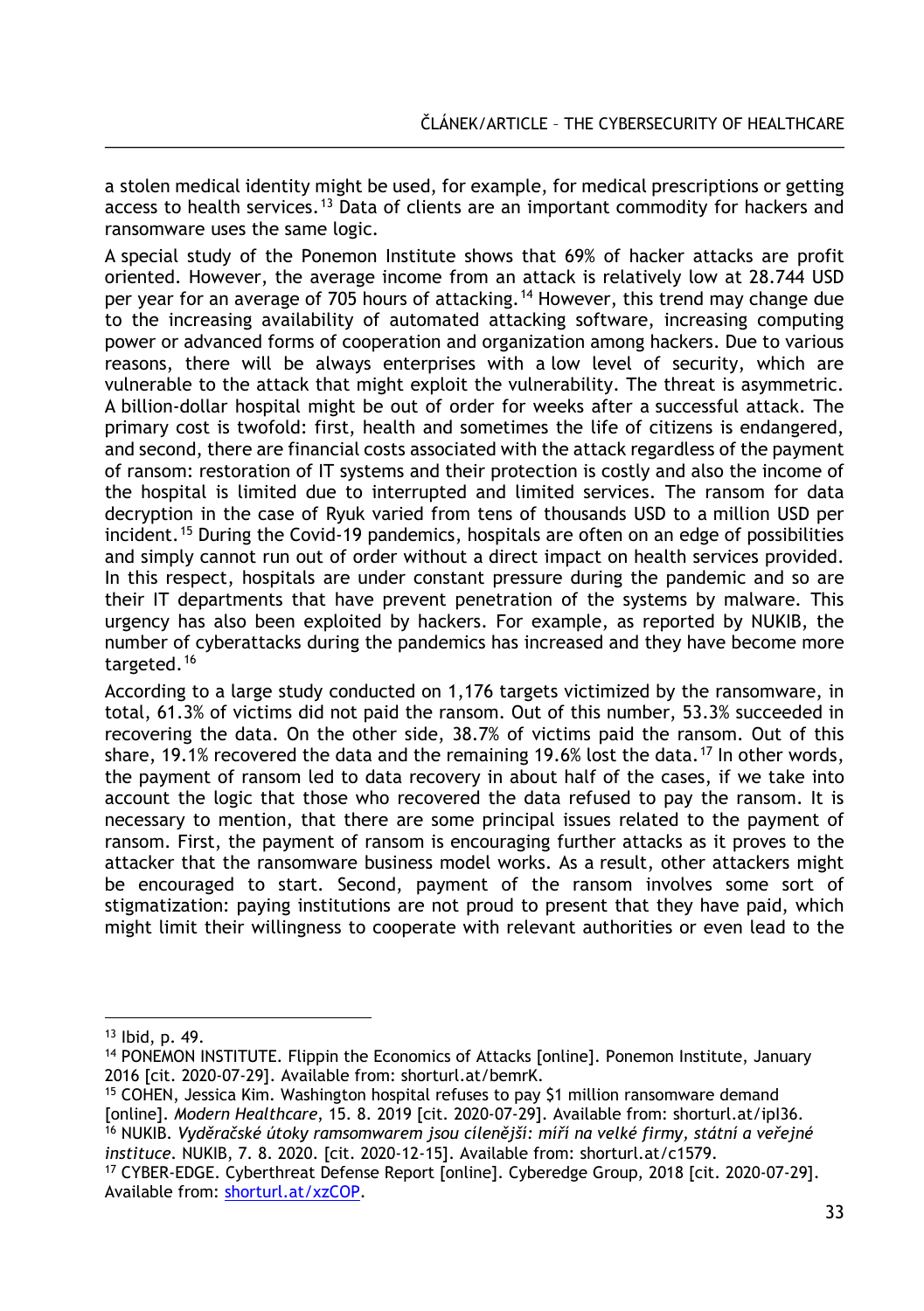a stolen medical identity might be used, for example, for medical prescriptions or getting access to health services.[13] Data of clients are an important commodity for hackers and ransomware uses the same logic.

A special study of the Ponemon Institute shows that 69% of hacker attacks are profit oriented. However, the average income from an attack is relatively low at 28.744 USD per year for an average of 705 hours of attacking.[14] However, this trend may change due to the increasing availability of automated attacking software, increasing computing power or advanced forms of cooperation and organization among hackers. Due to various reasons, there will be always enterprises with a low level of security, which are vulnerable to the attack that might exploit the vulnerability. The threat is asymmetric. A billion-dollar hospital might be out of order for weeks after a successful attack. The primary cost is twofold: first, health and sometimes the life of citizens is endangered, and second, there are financial costs associated with the attack regardless of the payment of ransom: restoration of IT systems and their protection is costly and also the income of the hospital is limited due to interrupted and limited services. The ransom for data decryption in the case of Ryuk varied from tens of thousands USD to a million USD per incident.[15] During the Covid-19 pandemics, hospitals are often on an edge of possibilities and simply cannot run out of order without a direct impact on health services provided. In this respect, hospitals are under constant pressure during the pandemic and so are their IT departments that have prevent penetration of the systems by malware. This urgency has also been exploited by hackers. For example, as reported by NUKIB, the number of cyberattacks during the pandemics has increased and they have become more targeted.[16]

According to a large study conducted on 1,176 targets victimized by the ransomware, in total, 61.3% of victims did not paid the ransom. Out of this number, 53.3% succeeded in recovering the data. On the other side, 38.7% of victims paid the ransom. Out of this share, 19.1% recovered the data and the remaining 19.6% lost the data.[17] In other words, the payment of ransom led to data recovery in about half of the cases, if we take into account the logic that those who recovered the data refused to pay the ransom. It is necessary to mention, that there are some principal issues related to the payment of ransom. First, the payment of ransom is encouraging further attacks as it proves to the attacker that the ransomware business model works. As a result, other attackers might be encouraged to start. Second, payment of the ransom involves some sort of stigmatization: paying institutions are not proud to present that they have paid, which might limit their willingness to cooperate with relevant authorities or even lead to the

---

[13] Ibid, p. 49.

[14] PONEMON INSTITUTE. Flippin the Economics of Attacks [online]. Ponemon Institute, January 2016 [cit. 2020-07-29]. Available from: shorturl.at/bemrK.

[15] COHEN, Jessica Kim. Washington hospital refuses to pay $1 million ransomware demand [online]. *Modern Healthcare*, 15. 8. 2019 [cit. 2020-07-29]. Available from: shorturl.at/ipI36.

[16] NUKIB. *Vyděračské útoky ramsomwarem jsou cílenější: míří na velké firmy, státní a veřejné instituce*. NUKIB, 7. 8. 2020. [cit. 2020-12-15]. Available from: shorturl.at/c1579.

[17] CYBER-EDGE. Cyberthreat Defense Report [online]. Cyberedge Group, 2018 [cit. 2020-07-29]. Available from: shorturl.at/xzCOP.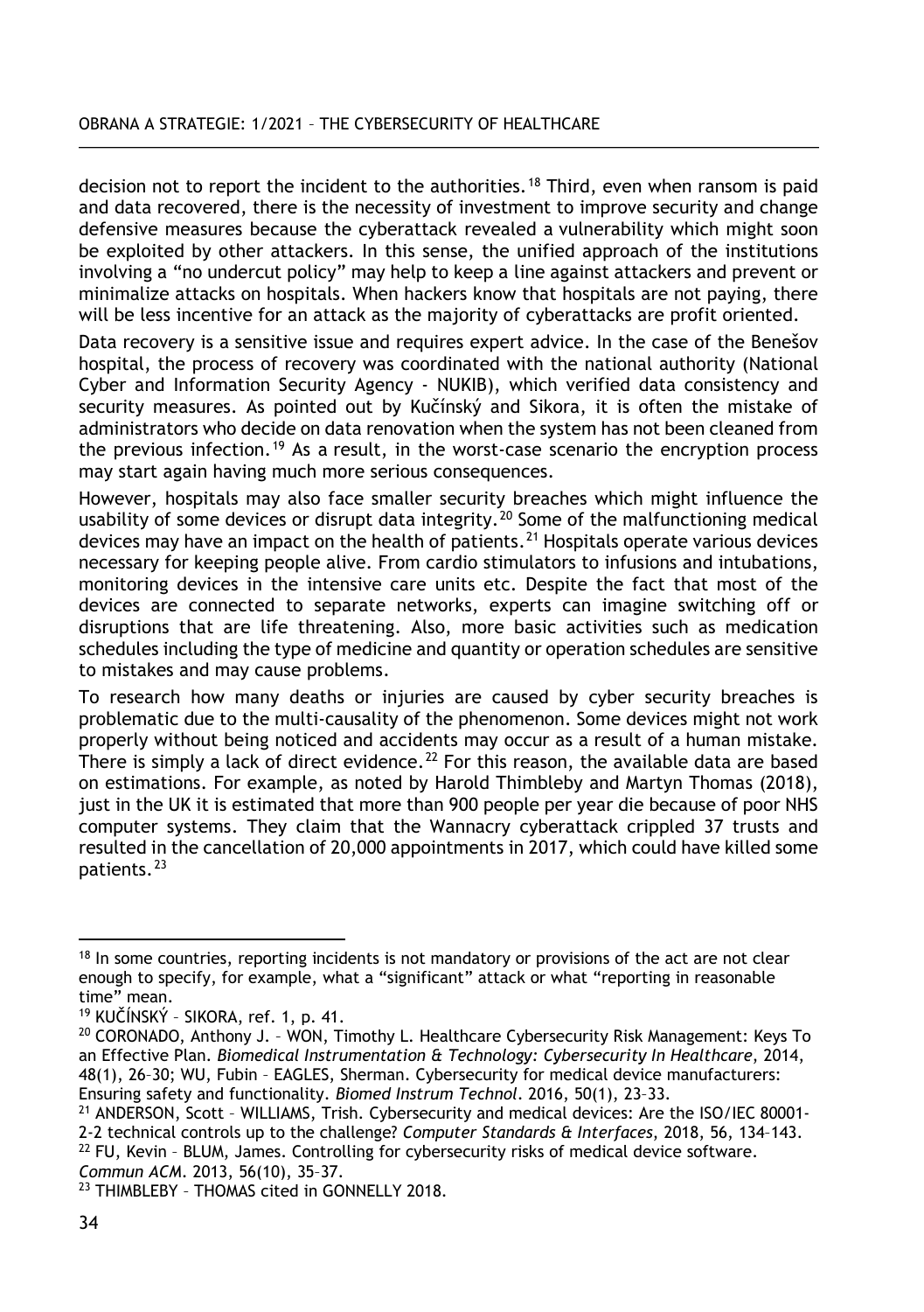decision not to report the incident to the authorities.[18] Third, even when ransom is paid and data recovered, there is the necessity of investment to improve security and change defensive measures because the cyberattack revealed a vulnerability which might soon be exploited by other attackers. In this sense, the unified approach of the institutions involving a "no undercut policy" may help to keep a line against attackers and prevent or minimalize attacks on hospitals. When hackers know that hospitals are not paying, there will be less incentive for an attack as the majority of cyberattacks are profit oriented.

Data recovery is a sensitive issue and requires expert advice. In the case of the Benešov hospital, the process of recovery was coordinated with the national authority (National Cyber and Information Security Agency - NUKIB), which verified data consistency and security measures. As pointed out by Kučínský and Sikora, it is often the mistake of administrators who decide on data renovation when the system has not been cleaned from the previous infection.[19] As a result, in the worst-case scenario the encryption process may start again having much more serious consequences.

However, hospitals may also face smaller security breaches which might influence the usability of some devices or disrupt data integrity.[20] Some of the malfunctioning medical devices may have an impact on the health of patients.[21] Hospitals operate various devices necessary for keeping people alive. From cardio stimulators to infusions and intubations, monitoring devices in the intensive care units etc. Despite the fact that most of the devices are connected to separate networks, experts can imagine switching off or disruptions that are life threatening. Also, more basic activities such as medication schedules including the type of medicine and quantity or operation schedules are sensitive to mistakes and may cause problems.

To research how many deaths or injuries are caused by cyber security breaches is problematic due to the multi-causality of the phenomenon. Some devices might not work properly without being noticed and accidents may occur as a result of a human mistake. There is simply a lack of direct evidence.[22] For this reason, the available data are based on estimations. For example, as noted by Harold Thimbleby and Martyn Thomas (2018), just in the UK it is estimated that more than 900 people per year die because of poor NHS computer systems. They claim that the Wannacry cyberattack crippled 37 trusts and resulted in the cancellation of 20,000 appointments in 2017, which could have killed some patients.[23]

---

[18] In some countries, reporting incidents is not mandatory or provisions of the act are not clear enough to specify, for example, what a "significant" attack or what "reporting in reasonable time" mean.

[19] KUČÍNSKÝ – SIKORA, ref. 1, p. 41.

[20] CORONADO, Anthony J. – WON, Timothy L. Healthcare Cybersecurity Risk Management: Keys To an Effective Plan. *Biomedical Instrumentation & Technology: Cybersecurity In Healthcare*, 2014, 48(1), 26–30; WU, Fubin – EAGLES, Sherman. Cybersecurity for medical device manufacturers: Ensuring safety and functionality. *Biomed Instrum Technol*. 2016, 50(1), 23–33.

[21] ANDERSON, Scott – WILLIAMS, Trish. Cybersecurity and medical devices: Are the ISO/IEC 80001-2-2 technical controls up to the challenge? *Computer Standards & Interfaces*, 2018, 56, 134–143.

[22] FU, Kevin – BLUM, James. Controlling for cybersecurity risks of medical device software. *Commun ACM*. 2013, 56(10), 35–37.

[23] THIMBLEBY – THOMAS cited in GONNELLY 2018.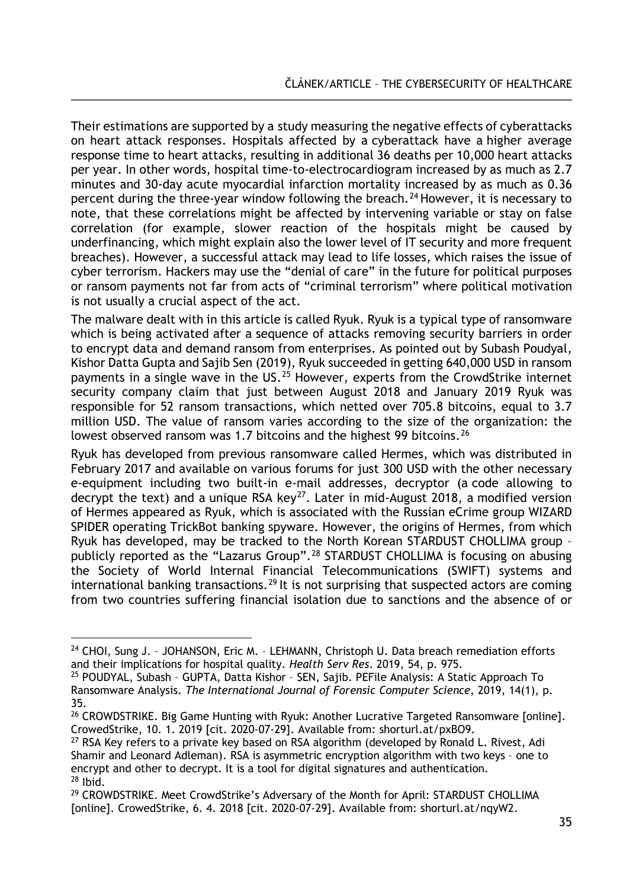Their estimations are supported by a study measuring the negative effects of cyberattacks on heart attack responses. Hospitals affected by a cyberattack have a higher average response time to heart attacks, resulting in additional 36 deaths per 10,000 heart attacks per year. In other words, hospital time-to-electrocardiogram increased by as much as 2.7 minutes and 30-day acute myocardial infarction mortality increased by as much as 0.36 percent during the three-year window following the breach.[24] However, it is necessary to note, that these correlations might be affected by intervening variable or stay on false correlation (for example, slower reaction of the hospitals might be caused by underfinancing, which might explain also the lower level of IT security and more frequent breaches). However, a successful attack may lead to life losses, which raises the issue of cyber terrorism. Hackers may use the "denial of care" in the future for political purposes or ransom payments not far from acts of "criminal terrorism" where political motivation is not usually a crucial aspect of the act.

The malware dealt with in this article is called Ryuk. Ryuk is a typical type of ransomware which is being activated after a sequence of attacks removing security barriers in order to encrypt data and demand ransom from enterprises. As pointed out by Subash Poudyal, Kishor Datta Gupta and Sajib Sen (2019), Ryuk succeeded in getting 640,000 USD in ransom payments in a single wave in the US.[25] However, experts from the CrowdStrike internet security company claim that just between August 2018 and January 2019 Ryuk was responsible for 52 ransom transactions, which netted over 705.8 bitcoins, equal to 3.7 million USD. The value of ransom varies according to the size of the organization: the lowest observed ransom was 1.7 bitcoins and the highest 99 bitcoins.[26]

Ryuk has developed from previous ransomware called Hermes, which was distributed in February 2017 and available on various forums for just 300 USD with the other necessary e-equipment including two built-in e-mail addresses, decryptor (a code allowing to decrypt the text) and a unique RSA key[27]. Later in mid-August 2018, a modified version of Hermes appeared as Ryuk, which is associated with the Russian eCrime group WIZARD SPIDER operating TrickBot banking spyware. However, the origins of Hermes, from which Ryuk has developed, may be tracked to the North Korean STARDUST CHOLLIMA group – publicly reported as the "Lazarus Group".[28] STARDUST CHOLLIMA is focusing on abusing the Society of World Internal Financial Telecommunications (SWIFT) systems and international banking transactions.[29] It is not surprising that suspected actors are coming from two countries suffering financial isolation due to sanctions and the absence of or

---

[24] CHOI, Sung J. – JOHANSON, Eric M. – LEHMANN, Christoph U. Data breach remediation efforts and their implications for hospital quality. *Health Serv Res*. 2019, 54, p. 975.

[25] POUDYAL, Subash – GUPTA, Datta Kishor – SEN, Sajib. PEFile Analysis: A Static Approach To Ransomware Analysis. *The International Journal of Forensic Computer Science*, 2019, 14(1), p. 35.

[26] CROWDSTRIKE. Big Game Hunting with Ryuk: Another Lucrative Targeted Ransomware [online]. CrowedStrike, 10. 1. 2019 [cit. 2020-07-29]. Available from: shorturl.at/pxBO9.

[27] RSA Key refers to a private key based on RSA algorithm (developed by Ronald L. Rivest, Adi Shamir and Leonard Adleman). RSA is asymmetric encryption algorithm with two keys – one to encrypt and other to decrypt. It is a tool for digital signatures and authentication.

[28] Ibid.

[29] CROWDSTRIKE. Meet CrowdStrike's Adversary of the Month for April: STARDUST CHOLLIMA [online]. CrowedStrike, 6. 4. 2018 [cit. 2020-07-29]. Available from: shorturl.at/nqyW2.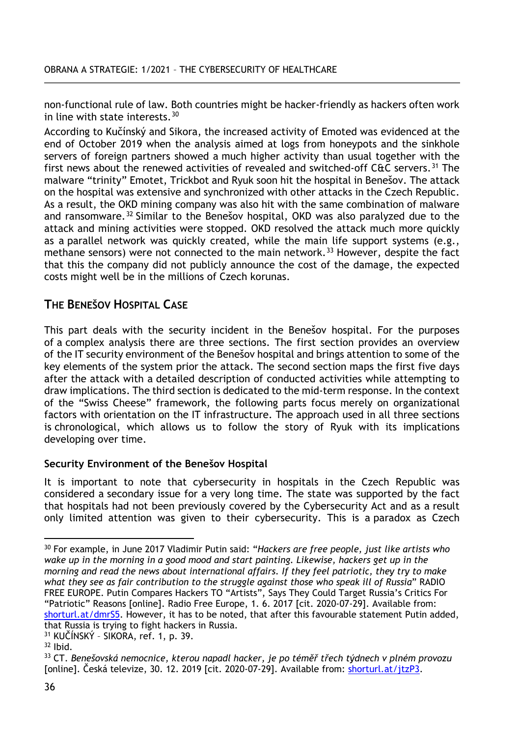non-functional rule of law. Both countries might be hacker-friendly as hackers often work in line with state interests.[30]

According to Kučínský and Sikora, the increased activity of Emoted was evidenced at the end of October 2019 when the analysis aimed at logs from honeypots and the sinkhole servers of foreign partners showed a much higher activity than usual together with the first news about the renewed activities of revealed and switched-off C&C servers.[31] The malware "trinity" Emotet, Trickbot and Ryuk soon hit the hospital in Benešov. The attack on the hospital was extensive and synchronized with other attacks in the Czech Republic. As a result, the OKD mining company was also hit with the same combination of malware and ransomware.[32] Similar to the Benešov hospital, OKD was also paralyzed due to the attack and mining activities were stopped. OKD resolved the attack much more quickly as a parallel network was quickly created, while the main life support systems (e.g., methane sensors) were not connected to the main network.[33] However, despite the fact that this the company did not publicly announce the cost of the damage, the expected costs might well be in the millions of Czech korunas.

## The Benešov Hospital Case

This part deals with the security incident in the Benešov hospital. For the purposes of a complex analysis there are three sections. The first section provides an overview of the IT security environment of the Benešov hospital and brings attention to some of the key elements of the system prior the attack. The second section maps the first five days after the attack with a detailed description of conducted activities while attempting to draw implications. The third section is dedicated to the mid-term response. In the context of the "Swiss Cheese" framework, the following parts focus merely on organizational factors with orientation on the IT infrastructure. The approach used in all three sections is chronological, which allows us to follow the story of Ryuk with its implications developing over time.

### Security Environment of the Benešov Hospital

It is important to note that cybersecurity in hospitals in the Czech Republic was considered a secondary issue for a very long time. The state was supported by the fact that hospitals had not been previously covered by the Cybersecurity Act and as a result only limited attention was given to their cybersecurity. This is a paradox as Czech

---

[30] For example, in June 2017 Vladimir Putin said: "*Hackers are free people, just like artists who wake up in the morning in a good mood and start painting. Likewise, hackers get up in the morning and read the news about international affairs. If they feel patriotic, they try to make what they see as fair contribution to the struggle against those who speak ill of Russia*" RADIO FREE EUROPE. Putin Compares Hackers TO "Artists", Says They Could Target Russia's Critics For "Patriotic" Reasons [online]. Radio Free Europe, 1. 6. 2017 [cit. 2020-07-29]. Available from: shorturl.at/dmrS5. However, it has to be noted, that after this favourable statement Putin added, that Russia is trying to fight hackers in Russia.

[31] KUČÍNSKÝ – SIKORA, ref. 1, p. 39.

[32] Ibid.

[33] CT. *Benešovská nemocnice, kterou napadl hacker, je po téměř třech týdnech v plném provozu* [online]. Česká televize, 30. 12. 2019 [cit. 2020-07-29]. Available from: shorturl.at/jtzP3.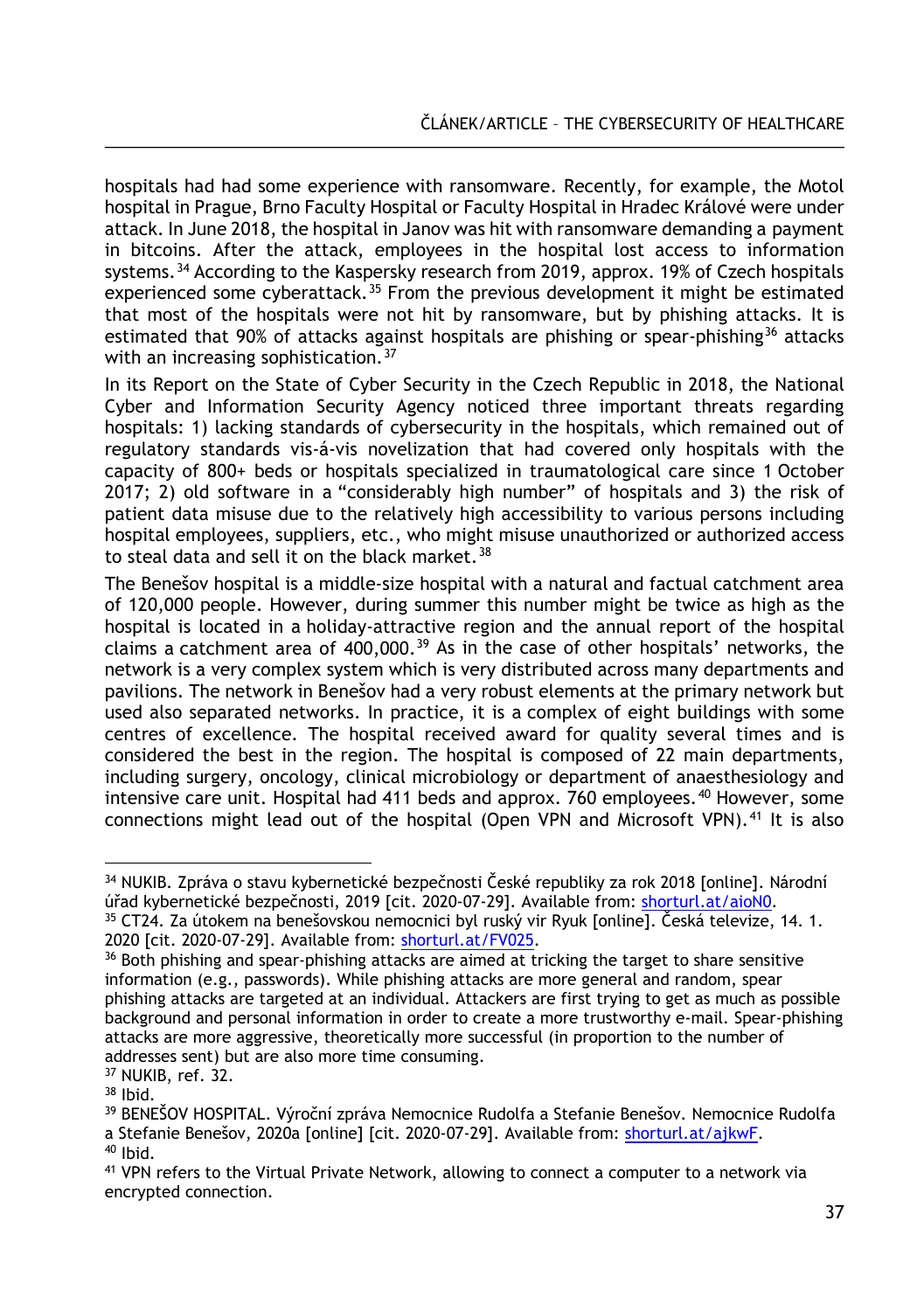hospitals had had some experience with ransomware. Recently, for example, the Motol hospital in Prague, Brno Faculty Hospital or Faculty Hospital in Hradec Králové were under attack. In June 2018, the hospital in Janov was hit with ransomware demanding a payment in bitcoins. After the attack, employees in the hospital lost access to information systems.[34] According to the Kaspersky research from 2019, approx. 19% of Czech hospitals experienced some cyberattack.[35] From the previous development it might be estimated that most of the hospitals were not hit by ransomware, but by phishing attacks. It is estimated that 90% of attacks against hospitals are phishing or spear-phishing[36] attacks with an increasing sophistication.[37]

In its Report on the State of Cyber Security in the Czech Republic in 2018, the National Cyber and Information Security Agency noticed three important threats regarding hospitals: 1) lacking standards of cybersecurity in the hospitals, which remained out of regulatory standards vis-á-vis novelization that had covered only hospitals with the capacity of 800+ beds or hospitals specialized in traumatological care since 1 October 2017; 2) old software in a "considerably high number" of hospitals and 3) the risk of patient data misuse due to the relatively high accessibility to various persons including hospital employees, suppliers, etc., who might misuse unauthorized or authorized access to steal data and sell it on the black market.[38]

The Benešov hospital is a middle-size hospital with a natural and factual catchment area of 120,000 people. However, during summer this number might be twice as high as the hospital is located in a holiday-attractive region and the annual report of the hospital claims a catchment area of 400,000.[39] As in the case of other hospitals' networks, the network is a very complex system which is very distributed across many departments and pavilions. The network in Benešov had a very robust elements at the primary network but used also separated networks. In practice, it is a complex of eight buildings with some centres of excellence. The hospital received award for quality several times and is considered the best in the region. The hospital is composed of 22 main departments, including surgery, oncology, clinical microbiology or department of anaesthesiology and intensive care unit. Hospital had 411 beds and approx. 760 employees.[40] However, some connections might lead out of the hospital (Open VPN and Microsoft VPN).[41] It is also

---

[34] NUKIB. Zpráva o stavu kybernetické bezpečnosti České republiky za rok 2018 [online]. Národní úřad kybernetické bezpečnosti, 2019 [cit. 2020-07-29]. Available from: shorturl.at/aioN0.

[35] CT24. Za útokem na benešovskou nemocnici byl ruský vir Ryuk [online]. Česká televize, 14. 1. 2020 [cit. 2020-07-29]. Available from: shorturl.at/FV025.

[36] Both phishing and spear-phishing attacks are aimed at tricking the target to share sensitive information (e.g., passwords). While phishing attacks are more general and random, spear phishing attacks are targeted at an individual. Attackers are first trying to get as much as possible background and personal information in order to create a more trustworthy e-mail. Spear-phishing attacks are more aggressive, theoretically more successful (in proportion to the number of addresses sent) but are also more time consuming.

[37] NUKIB, ref. 32.

[38] Ibid.

[39] BENEŠOV HOSPITAL. Výroční zpráva Nemocnice Rudolfa a Stefanie Benešov. Nemocnice Rudolfa a Stefanie Benešov, 2020a [online] [cit. 2020-07-29]. Available from: shorturl.at/ajkwF.

[40] Ibid.

[41] VPN refers to the Virtual Private Network, allowing to connect a computer to a network via encrypted connection.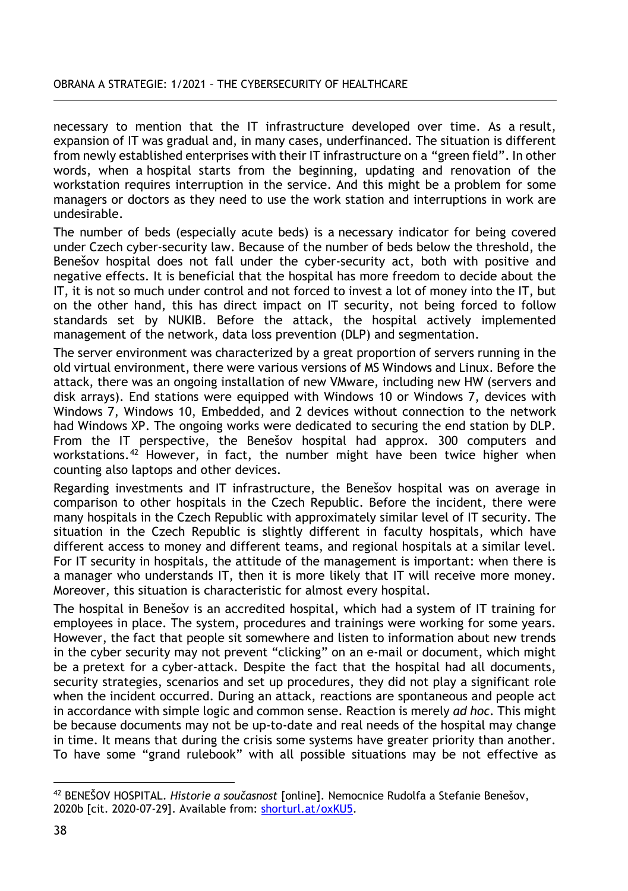necessary to mention that the IT infrastructure developed over time. As a result, expansion of IT was gradual and, in many cases, underfinanced. The situation is different from newly established enterprises with their IT infrastructure on a "green field". In other words, when a hospital starts from the beginning, updating and renovation of the workstation requires interruption in the service. And this might be a problem for some managers or doctors as they need to use the work station and interruptions in work are undesirable.

The number of beds (especially acute beds) is a necessary indicator for being covered under Czech cyber-security law. Because of the number of beds below the threshold, the Benešov hospital does not fall under the cyber-security act, both with positive and negative effects. It is beneficial that the hospital has more freedom to decide about the IT, it is not so much under control and not forced to invest a lot of money into the IT, but on the other hand, this has direct impact on IT security, not being forced to follow standards set by NUKIB. Before the attack, the hospital actively implemented management of the network, data loss prevention (DLP) and segmentation.

The server environment was characterized by a great proportion of servers running in the old virtual environment, there were various versions of MS Windows and Linux. Before the attack, there was an ongoing installation of new VMware, including new HW (servers and disk arrays). End stations were equipped with Windows 10 or Windows 7, devices with Windows 7, Windows 10, Embedded, and 2 devices without connection to the network had Windows XP. The ongoing works were dedicated to securing the end station by DLP. From the IT perspective, the Benešov hospital had approx. 300 computers and workstations.[42] However, in fact, the number might have been twice higher when counting also laptops and other devices.

Regarding investments and IT infrastructure, the Benešov hospital was on average in comparison to other hospitals in the Czech Republic. Before the incident, there were many hospitals in the Czech Republic with approximately similar level of IT security. The situation in the Czech Republic is slightly different in faculty hospitals, which have different access to money and different teams, and regional hospitals at a similar level. For IT security in hospitals, the attitude of the management is important: when there is a manager who understands IT, then it is more likely that IT will receive more money. Moreover, this situation is characteristic for almost every hospital.

The hospital in Benešov is an accredited hospital, which had a system of IT training for employees in place. The system, procedures and trainings were working for some years. However, the fact that people sit somewhere and listen to information about new trends in the cyber security may not prevent "clicking" on an e-mail or document, which might be a pretext for a cyber-attack. Despite the fact that the hospital had all documents, security strategies, scenarios and set up procedures, they did not play a significant role when the incident occurred. During an attack, reactions are spontaneous and people act in accordance with simple logic and common sense. Reaction is merely *ad hoc*. This might be because documents may not be up-to-date and real needs of the hospital may change in time. It means that during the crisis some systems have greater priority than another. To have some "grand rulebook" with all possible situations may be not effective as

---

[42] BENEŠOV HOSPITAL. *Historie a současnost* [online]. Nemocnice Rudolfa a Stefanie Benešov, 2020b [cit. 2020-07-29]. Available from: shorturl.at/oxKU5.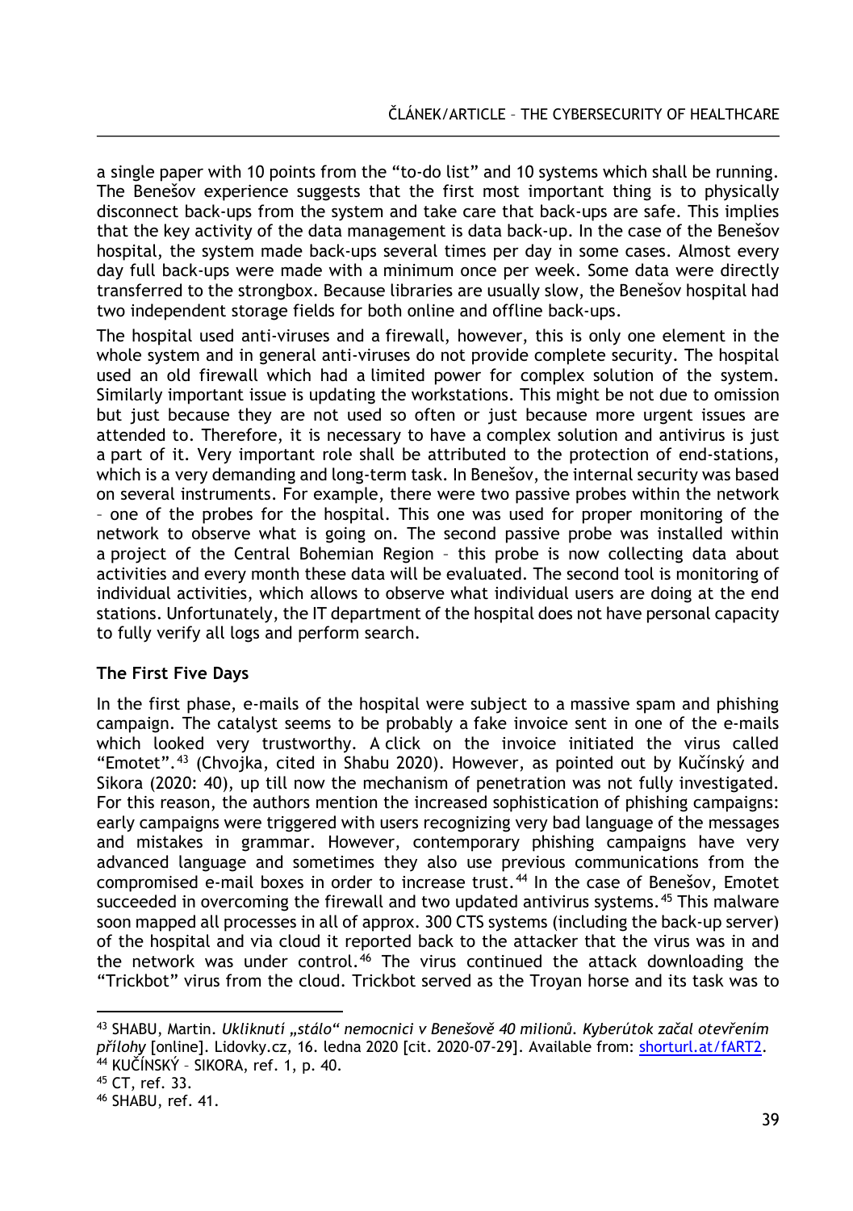a single paper with 10 points from the "to-do list" and 10 systems which shall be running. The Benešov experience suggests that the first most important thing is to physically disconnect back-ups from the system and take care that back-ups are safe. This implies that the key activity of the data management is data back-up. In the case of the Benešov hospital, the system made back-ups several times per day in some cases. Almost every day full back-ups were made with a minimum once per week. Some data were directly transferred to the strongbox. Because libraries are usually slow, the Benešov hospital had two independent storage fields for both online and offline back-ups.

The hospital used anti-viruses and a firewall, however, this is only one element in the whole system and in general anti-viruses do not provide complete security. The hospital used an old firewall which had a limited power for complex solution of the system. Similarly important issue is updating the workstations. This might be not due to omission but just because they are not used so often or just because more urgent issues are attended to. Therefore, it is necessary to have a complex solution and antivirus is just a part of it. Very important role shall be attributed to the protection of end-stations, which is a very demanding and long-term task. In Benešov, the internal security was based on several instruments. For example, there were two passive probes within the network – one of the probes for the hospital. This one was used for proper monitoring of the network to observe what is going on. The second passive probe was installed within a project of the Central Bohemian Region – this probe is now collecting data about activities and every month these data will be evaluated. The second tool is monitoring of individual activities, which allows to observe what individual users are doing at the end stations. Unfortunately, the IT department of the hospital does not have personal capacity to fully verify all logs and perform search.

### The First Five Days

In the first phase, e-mails of the hospital were subject to a massive spam and phishing campaign. The catalyst seems to be probably a fake invoice sent in one of the e-mails which looked very trustworthy. A click on the invoice initiated the virus called "Emotet".[43] (Chvojka, cited in Shabu 2020). However, as pointed out by Kučínský and Sikora (2020: 40), up till now the mechanism of penetration was not fully investigated. For this reason, the authors mention the increased sophistication of phishing campaigns: early campaigns were triggered with users recognizing very bad language of the messages and mistakes in grammar. However, contemporary phishing campaigns have very advanced language and sometimes they also use previous communications from the compromised e-mail boxes in order to increase trust.[44] In the case of Benešov, Emotet succeeded in overcoming the firewall and two updated antivirus systems.[45] This malware soon mapped all processes in all of approx. 300 CTS systems (including the back-up server) of the hospital and via cloud it reported back to the attacker that the virus was in and the network was under control.[46] The virus continued the attack downloading the "Trickbot" virus from the cloud. Trickbot served as the Troyan horse and its task was to

---

[43] SHABU, Martin. *Ukliknutí „stálo" nemocnici v Benešově 40 milionů. Kyberútok začal otevřením přílohy* [online]. Lidovky.cz, 16. ledna 2020 [cit. 2020-07-29]. Available from: shorturl.at/fART2.

[44] KUČÍNSKÝ – SIKORA, ref. 1, p. 40.

[45] CT, ref. 33.

[46] SHABU, ref. 41.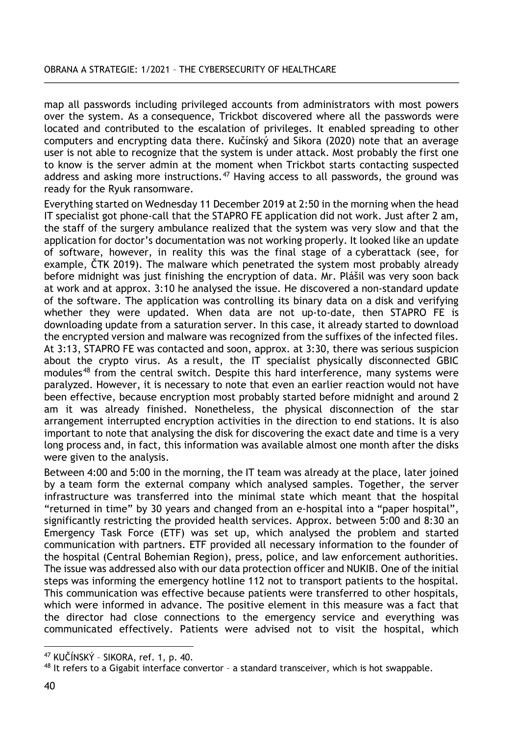map all passwords including privileged accounts from administrators with most powers over the system. As a consequence, Trickbot discovered where all the passwords were located and contributed to the escalation of privileges. It enabled spreading to other computers and encrypting data there. Kučínský and Sikora (2020) note that an average user is not able to recognize that the system is under attack. Most probably the first one to know is the server admin at the moment when Trickbot starts contacting suspected address and asking more instructions.[47] Having access to all passwords, the ground was ready for the Ryuk ransomware.

Everything started on Wednesday 11 December 2019 at 2:50 in the morning when the head IT specialist got phone-call that the STAPRO FE application did not work. Just after 2 am, the staff of the surgery ambulance realized that the system was very slow and that the application for doctor's documentation was not working properly. It looked like an update of software, however, in reality this was the final stage of a cyberattack (see, for example, ČTK 2019). The malware which penetrated the system most probably already before midnight was just finishing the encryption of data. Mr. Plášil was very soon back at work and at approx. 3:10 he analysed the issue. He discovered a non-standard update of the software. The application was controlling its binary data on a disk and verifying whether they were updated. When data are not up-to-date, then STAPRO FE is downloading update from a saturation server. In this case, it already started to download the encrypted version and malware was recognized from the suffixes of the infected files. At 3:13, STAPRO FE was contacted and soon, approx. at 3:30, there was serious suspicion about the crypto virus. As a result, the IT specialist physically disconnected GBIC modules[48] from the central switch. Despite this hard interference, many systems were paralyzed. However, it is necessary to note that even an earlier reaction would not have been effective, because encryption most probably started before midnight and around 2 am it was already finished. Nonetheless, the physical disconnection of the star arrangement interrupted encryption activities in the direction to end stations. It is also important to note that analysing the disk for discovering the exact date and time is a very long process and, in fact, this information was available almost one month after the disks were given to the analysis.

Between 4:00 and 5:00 in the morning, the IT team was already at the place, later joined by a team form the external company which analysed samples. Together, the server infrastructure was transferred into the minimal state which meant that the hospital "returned in time" by 30 years and changed from an e-hospital into a "paper hospital", significantly restricting the provided health services. Approx. between 5:00 and 8:30 an Emergency Task Force (ETF) was set up, which analysed the problem and started communication with partners. ETF provided all necessary information to the founder of the hospital (Central Bohemian Region), press, police, and law enforcement authorities. The issue was addressed also with our data protection officer and NUKIB. One of the initial steps was informing the emergency hotline 112 not to transport patients to the hospital. This communication was effective because patients were transferred to other hospitals, which were informed in advance. The positive element in this measure was a fact that the director had close connections to the emergency service and everything was communicated effectively. Patients were advised not to visit the hospital, which

---

[47] KUČÍNSKÝ – SIKORA, ref. 1, p. 40.

[48] It refers to a Gigabit interface convertor – a standard transceiver, which is hot swappable.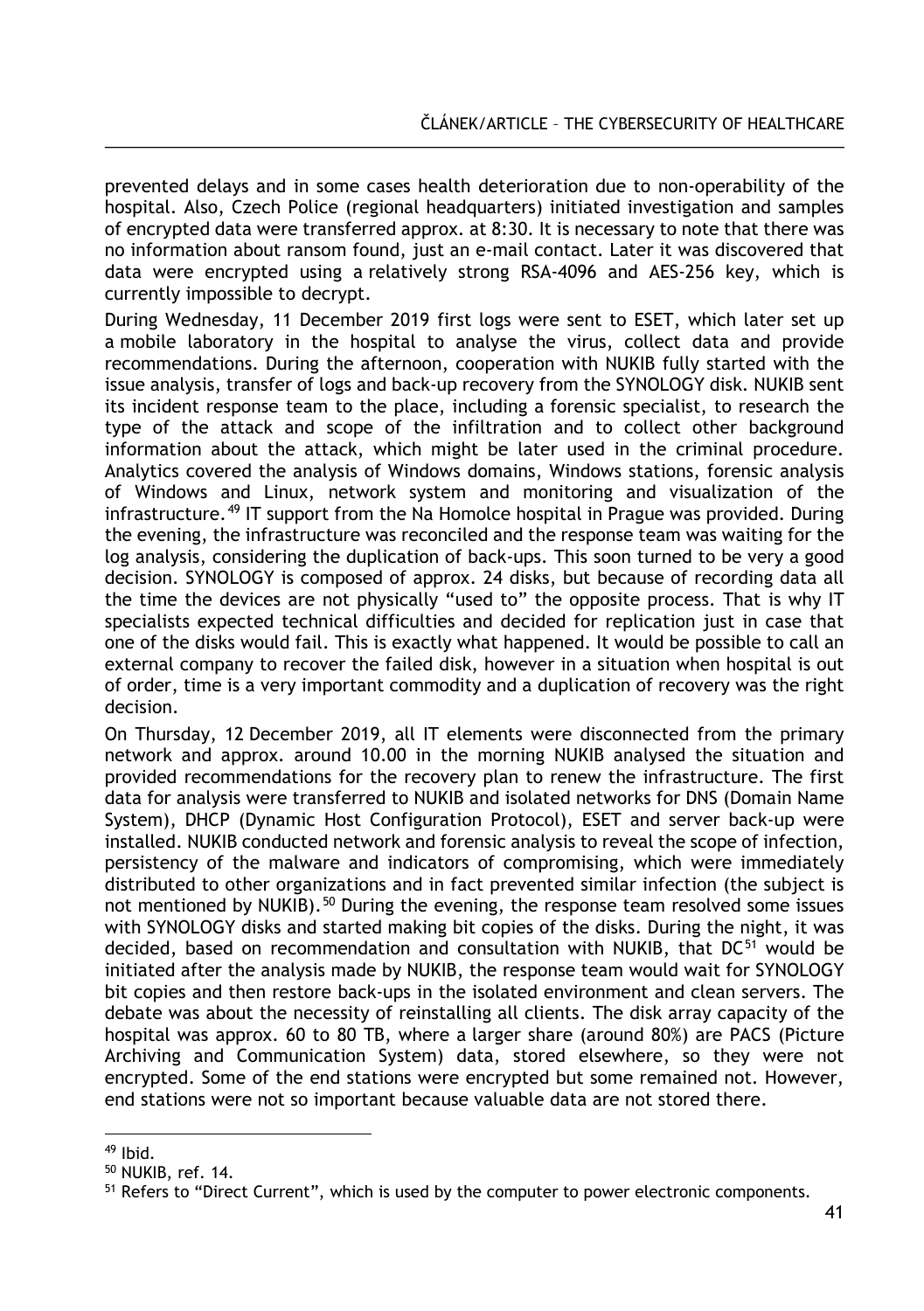prevented delays and in some cases health deterioration due to non-operability of the hospital. Also, Czech Police (regional headquarters) initiated investigation and samples of encrypted data were transferred approx. at 8:30. It is necessary to note that there was no information about ransom found, just an e-mail contact. Later it was discovered that data were encrypted using a relatively strong RSA-4096 and AES-256 key, which is currently impossible to decrypt.

During Wednesday, 11 December 2019 first logs were sent to ESET, which later set up a mobile laboratory in the hospital to analyse the virus, collect data and provide recommendations. During the afternoon, cooperation with NUKIB fully started with the issue analysis, transfer of logs and back-up recovery from the SYNOLOGY disk. NUKIB sent its incident response team to the place, including a forensic specialist, to research the type of the attack and scope of the infiltration and to collect other background information about the attack, which might be later used in the criminal procedure. Analytics covered the analysis of Windows domains, Windows stations, forensic analysis of Windows and Linux, network system and monitoring and visualization of the infrastructure.[49] IT support from the Na Homolce hospital in Prague was provided. During the evening, the infrastructure was reconciled and the response team was waiting for the log analysis, considering the duplication of back-ups. This soon turned to be very a good decision. SYNOLOGY is composed of approx. 24 disks, but because of recording data all the time the devices are not physically "used to" the opposite process. That is why IT specialists expected technical difficulties and decided for replication just in case that one of the disks would fail. This is exactly what happened. It would be possible to call an external company to recover the failed disk, however in a situation when hospital is out of order, time is a very important commodity and a duplication of recovery was the right decision.

On Thursday, 12 December 2019, all IT elements were disconnected from the primary network and approx. around 10.00 in the morning NUKIB analysed the situation and provided recommendations for the recovery plan to renew the infrastructure. The first data for analysis were transferred to NUKIB and isolated networks for DNS (Domain Name System), DHCP (Dynamic Host Configuration Protocol), ESET and server back-up were installed. NUKIB conducted network and forensic analysis to reveal the scope of infection, persistency of the malware and indicators of compromising, which were immediately distributed to other organizations and in fact prevented similar infection (the subject is not mentioned by NUKIB).[50] During the evening, the response team resolved some issues with SYNOLOGY disks and started making bit copies of the disks. During the night, it was decided, based on recommendation and consultation with NUKIB, that DC[51] would be initiated after the analysis made by NUKIB, the response team would wait for SYNOLOGY bit copies and then restore back-ups in the isolated environment and clean servers. The debate was about the necessity of reinstalling all clients. The disk array capacity of the hospital was approx. 60 to 80 TB, where a larger share (around 80%) are PACS (Picture Archiving and Communication System) data, stored elsewhere, so they were not encrypted. Some of the end stations were encrypted but some remained not. However, end stations were not so important because valuable data are not stored there.

---

[49] Ibid.

[50] NUKIB, ref. 14.

[51] Refers to "Direct Current", which is used by the computer to power electronic components.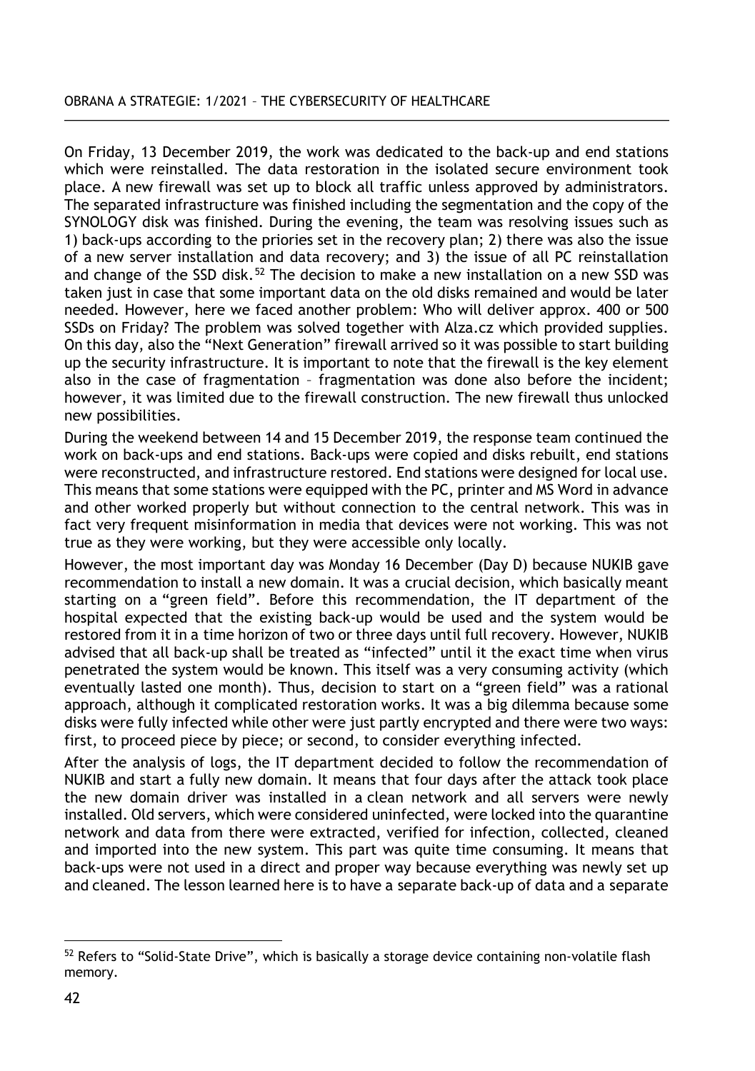On Friday, 13 December 2019, the work was dedicated to the back-up and end stations which were reinstalled. The data restoration in the isolated secure environment took place. A new firewall was set up to block all traffic unless approved by administrators. The separated infrastructure was finished including the segmentation and the copy of the SYNOLOGY disk was finished. During the evening, the team was resolving issues such as 1) back-ups according to the priories set in the recovery plan; 2) there was also the issue of a new server installation and data recovery; and 3) the issue of all PC reinstallation and change of the SSD disk.[52] The decision to make a new installation on a new SSD was taken just in case that some important data on the old disks remained and would be later needed. However, here we faced another problem: Who will deliver approx. 400 or 500 SSDs on Friday? The problem was solved together with Alza.cz which provided supplies. On this day, also the "Next Generation" firewall arrived so it was possible to start building up the security infrastructure. It is important to note that the firewall is the key element also in the case of fragmentation – fragmentation was done also before the incident; however, it was limited due to the firewall construction. The new firewall thus unlocked new possibilities.

During the weekend between 14 and 15 December 2019, the response team continued the work on back-ups and end stations. Back-ups were copied and disks rebuilt, end stations were reconstructed, and infrastructure restored. End stations were designed for local use. This means that some stations were equipped with the PC, printer and MS Word in advance and other worked properly but without connection to the central network. This was in fact very frequent misinformation in media that devices were not working. This was not true as they were working, but they were accessible only locally.

However, the most important day was Monday 16 December (Day D) because NUKIB gave recommendation to install a new domain. It was a crucial decision, which basically meant starting on a "green field". Before this recommendation, the IT department of the hospital expected that the existing back-up would be used and the system would be restored from it in a time horizon of two or three days until full recovery. However, NUKIB advised that all back-up shall be treated as "infected" until it the exact time when virus penetrated the system would be known. This itself was a very consuming activity (which eventually lasted one month). Thus, decision to start on a "green field" was a rational approach, although it complicated restoration works. It was a big dilemma because some disks were fully infected while other were just partly encrypted and there were two ways: first, to proceed piece by piece; or second, to consider everything infected.

After the analysis of logs, the IT department decided to follow the recommendation of NUKIB and start a fully new domain. It means that four days after the attack took place the new domain driver was installed in a clean network and all servers were newly installed. Old servers, which were considered uninfected, were locked into the quarantine network and data from there were extracted, verified for infection, collected, cleaned and imported into the new system. This part was quite time consuming. It means that back-ups were not used in a direct and proper way because everything was newly set up and cleaned. The lesson learned here is to have a separate back-up of data and a separate

[52] Refers to "Solid-State Drive", which is basically a storage device containing non-volatile flash memory.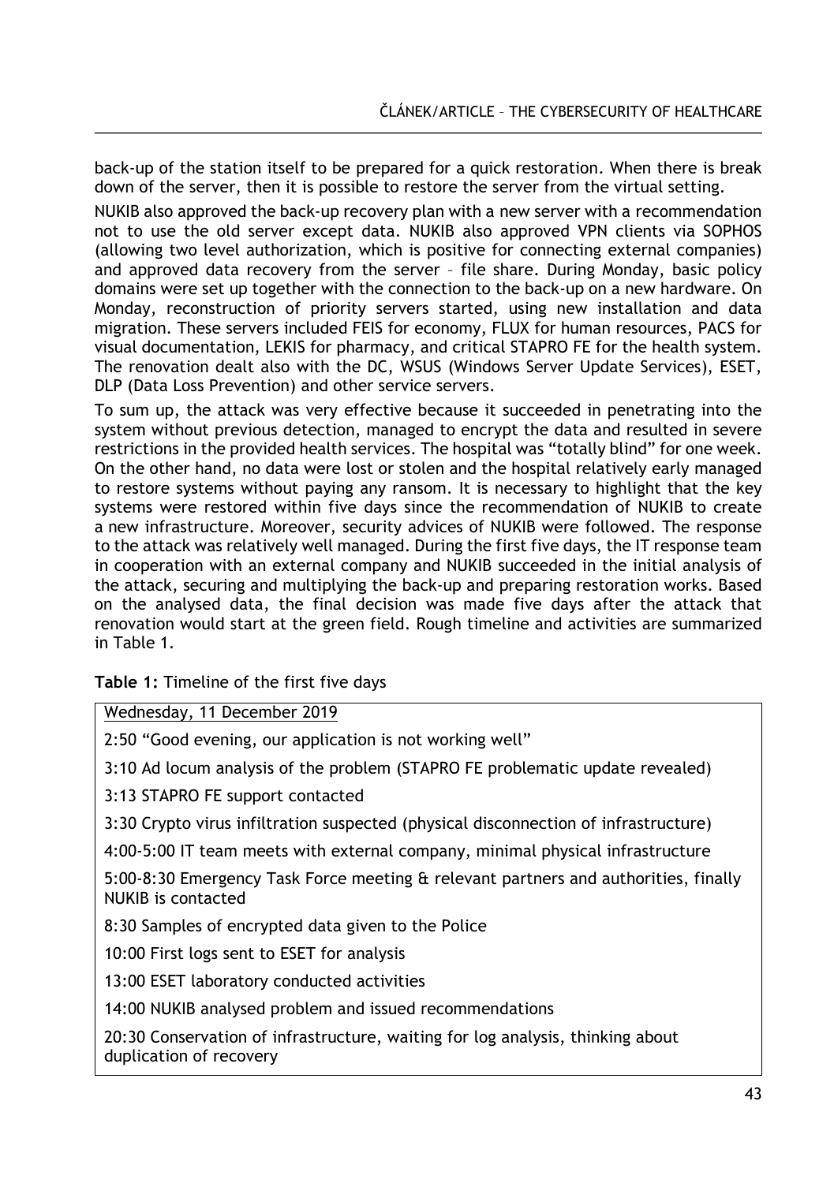back-up of the station itself to be prepared for a quick restoration. When there is break down of the server, then it is possible to restore the server from the virtual setting.

NUKIB also approved the back-up recovery plan with a new server with a recommendation not to use the old server except data. NUKIB also approved VPN clients via SOPHOS (allowing two level authorization, which is positive for connecting external companies) and approved data recovery from the server – file share. During Monday, basic policy domains were set up together with the connection to the back-up on a new hardware. On Monday, reconstruction of priority servers started, using new installation and data migration. These servers included FEIS for economy, FLUX for human resources, PACS for visual documentation, LEKIS for pharmacy, and critical STAPRO FE for the health system. The renovation dealt also with the DC, WSUS (Windows Server Update Services), ESET, DLP (Data Loss Prevention) and other service servers.

To sum up, the attack was very effective because it succeeded in penetrating into the system without previous detection, managed to encrypt the data and resulted in severe restrictions in the provided health services. The hospital was "totally blind" for one week. On the other hand, no data were lost or stolen and the hospital relatively early managed to restore systems without paying any ransom. It is necessary to highlight that the key systems were restored within five days since the recommendation of NUKIB to create a new infrastructure. Moreover, security advices of NUKIB were followed. The response to the attack was relatively well managed. During the first five days, the IT response team in cooperation with an external company and NUKIB succeeded in the initial analysis of the attack, securing and multiplying the back-up and preparing restoration works. Based on the analysed data, the final decision was made five days after the attack that renovation would start at the green field. Rough timeline and activities are summarized in Table 1.

**Table 1:** Timeline of the first five days

| Wednesday, 11 December 2019 |
|---|
| 2:50 "Good evening, our application is not working well" |
| 3:10 Ad locum analysis of the problem (STAPRO FE problematic update revealed) |
| 3:13 STAPRO FE support contacted |
| 3:30 Crypto virus infiltration suspected (physical disconnection of infrastructure) |
| 4:00-5:00 IT team meets with external company, minimal physical infrastructure |
| 5:00-8:30 Emergency Task Force meeting & relevant partners and authorities, finally NUKIB is contacted |
| 8:30 Samples of encrypted data given to the Police |
| 10:00 First logs sent to ESET for analysis |
| 13:00 ESET laboratory conducted activities |
| 14:00 NUKIB analysed problem and issued recommendations |
| 20:30 Conservation of infrastructure, waiting for log analysis, thinking about duplication of recovery |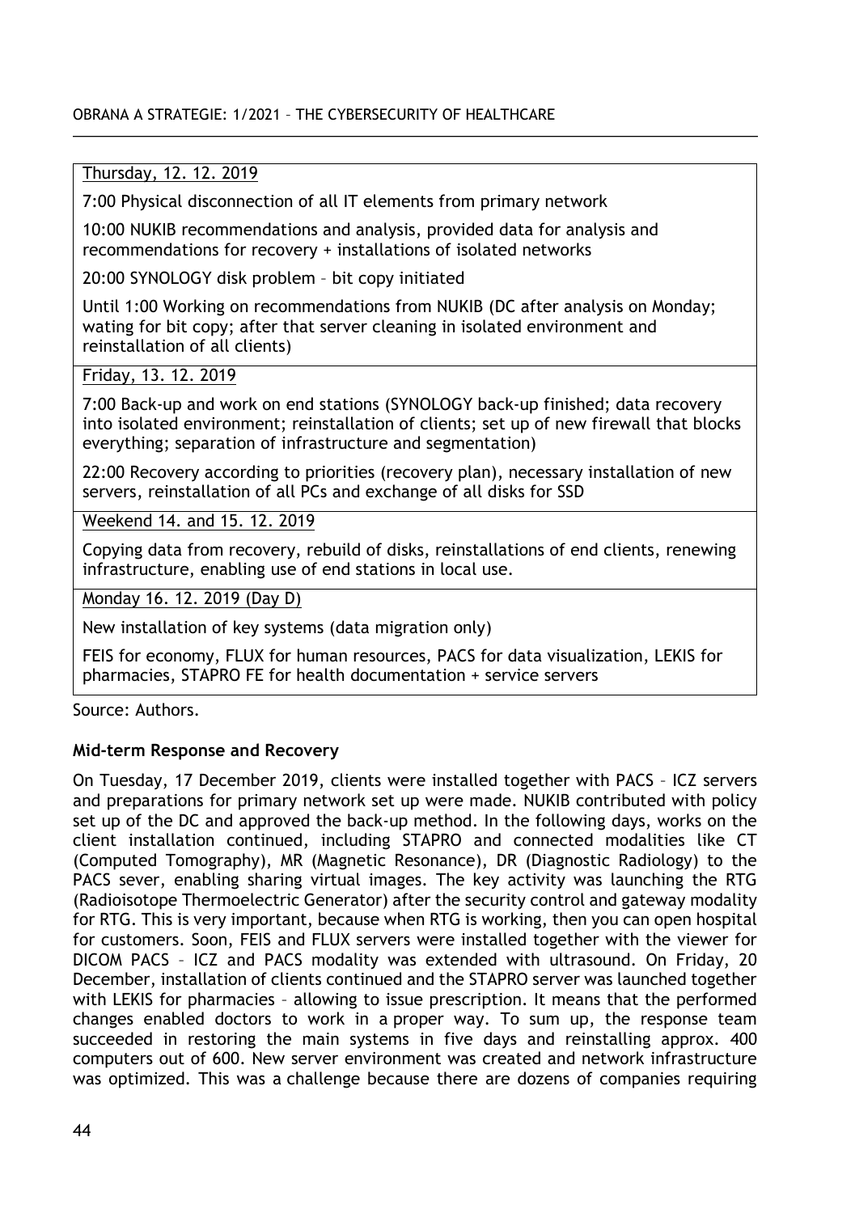| Thursday, 12. 12. 2019 |
|---|
| 7:00 Physical disconnection of all IT elements from primary network |
| 10:00 NUKIB recommendations and analysis, provided data for analysis and recommendations for recovery + installations of isolated networks |
| 20:00 SYNOLOGY disk problem – bit copy initiated |
| Until 1:00 Working on recommendations from NUKIB (DC after analysis on Monday; wating for bit copy; after that server cleaning in isolated environment and reinstallation of all clients) |
| Friday, 13. 12. 2019 |
| 7:00 Back-up and work on end stations (SYNOLOGY back-up finished; data recovery into isolated environment; reinstallation of clients; set up of new firewall that blocks everything; separation of infrastructure and segmentation) |
| 22:00 Recovery according to priorities (recovery plan), necessary installation of new servers, reinstallation of all PCs and exchange of all disks for SSD |
| Weekend 14. and 15. 12. 2019 |
| Copying data from recovery, rebuild of disks, reinstallations of end clients, renewing infrastructure, enabling use of end stations in local use. |
| Monday 16. 12. 2019 (Day D) |
| New installation of key systems (data migration only) FEIS for economy, FLUX for human resources, PACS for data visualization, LEKIS for pharmacies, STAPRO FE for health documentation + service servers |

Source: Authors.

### Mid-term Response and Recovery

On Tuesday, 17 December 2019, clients were installed together with PACS – ICZ servers and preparations for primary network set up were made. NUKIB contributed with policy set up of the DC and approved the back-up method. In the following days, works on the client installation continued, including STAPRO and connected modalities like CT (Computed Tomography), MR (Magnetic Resonance), DR (Diagnostic Radiology) to the PACS sever, enabling sharing virtual images. The key activity was launching the RTG (Radioisotope Thermoelectric Generator) after the security control and gateway modality for RTG. This is very important, because when RTG is working, then you can open hospital for customers. Soon, FEIS and FLUX servers were installed together with the viewer for DICOM PACS – ICZ and PACS modality was extended with ultrasound. On Friday, 20 December, installation of clients continued and the STAPRO server was launched together with LEKIS for pharmacies – allowing to issue prescription. It means that the performed changes enabled doctors to work in a proper way. To sum up, the response team succeeded in restoring the main systems in five days and reinstalling approx. 400 computers out of 600. New server environment was created and network infrastructure was optimized. This was a challenge because there are dozens of companies requiring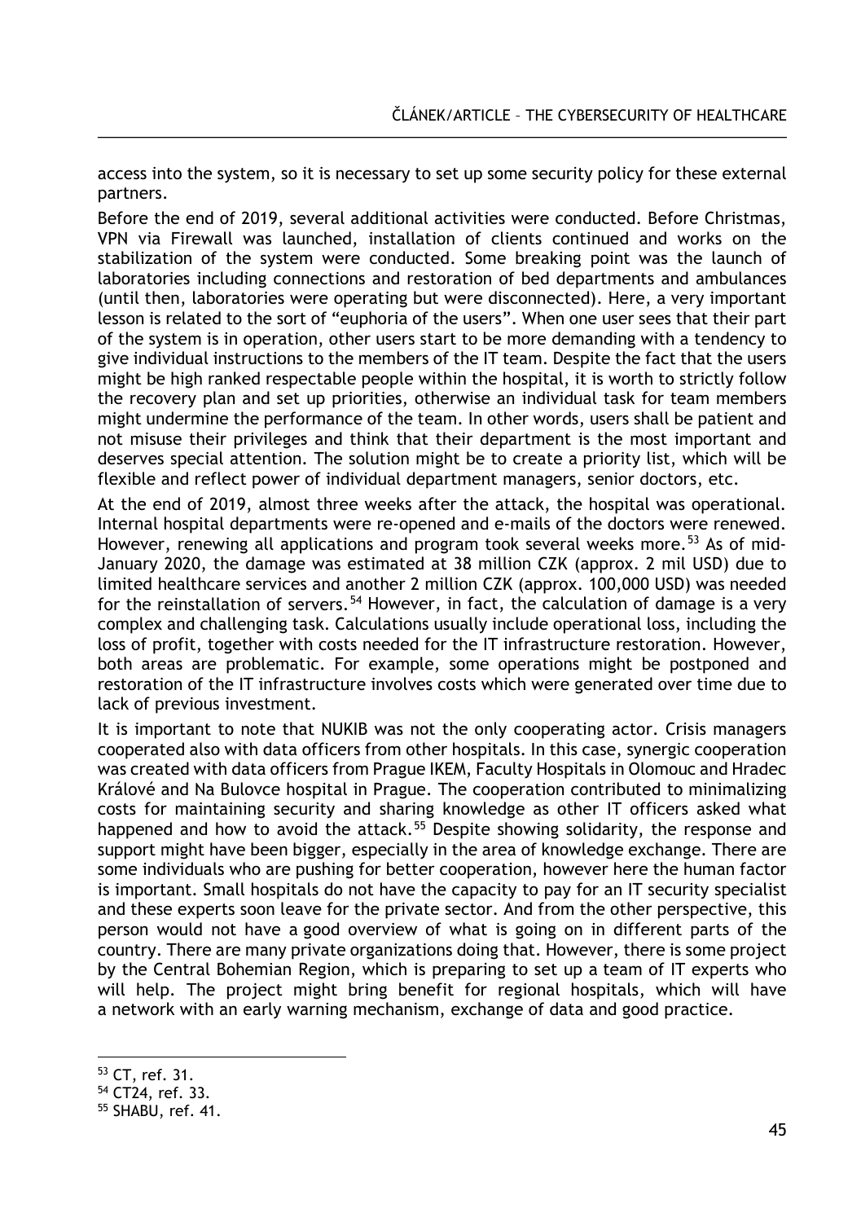access into the system, so it is necessary to set up some security policy for these external partners.

Before the end of 2019, several additional activities were conducted. Before Christmas, VPN via Firewall was launched, installation of clients continued and works on the stabilization of the system were conducted. Some breaking point was the launch of laboratories including connections and restoration of bed departments and ambulances (until then, laboratories were operating but were disconnected). Here, a very important lesson is related to the sort of "euphoria of the users". When one user sees that their part of the system is in operation, other users start to be more demanding with a tendency to give individual instructions to the members of the IT team. Despite the fact that the users might be high ranked respectable people within the hospital, it is worth to strictly follow the recovery plan and set up priorities, otherwise an individual task for team members might undermine the performance of the team. In other words, users shall be patient and not misuse their privileges and think that their department is the most important and deserves special attention. The solution might be to create a priority list, which will be flexible and reflect power of individual department managers, senior doctors, etc.

At the end of 2019, almost three weeks after the attack, the hospital was operational. Internal hospital departments were re-opened and e-mails of the doctors were renewed. However, renewing all applications and program took several weeks more.[53] As of mid-January 2020, the damage was estimated at 38 million CZK (approx. 2 mil USD) due to limited healthcare services and another 2 million CZK (approx. 100,000 USD) was needed for the reinstallation of servers.[54] However, in fact, the calculation of damage is a very complex and challenging task. Calculations usually include operational loss, including the loss of profit, together with costs needed for the IT infrastructure restoration. However, both areas are problematic. For example, some operations might be postponed and restoration of the IT infrastructure involves costs which were generated over time due to lack of previous investment.

It is important to note that NUKIB was not the only cooperating actor. Crisis managers cooperated also with data officers from other hospitals. In this case, synergic cooperation was created with data officers from Prague IKEM, Faculty Hospitals in Olomouc and Hradec Králové and Na Bulovce hospital in Prague. The cooperation contributed to minimalizing costs for maintaining security and sharing knowledge as other IT officers asked what happened and how to avoid the attack.[55] Despite showing solidarity, the response and support might have been bigger, especially in the area of knowledge exchange. There are some individuals who are pushing for better cooperation, however here the human factor is important. Small hospitals do not have the capacity to pay for an IT security specialist and these experts soon leave for the private sector. And from the other perspective, this person would not have a good overview of what is going on in different parts of the country. There are many private organizations doing that. However, there is some project by the Central Bohemian Region, which is preparing to set up a team of IT experts who will help. The project might bring benefit for regional hospitals, which will have a network with an early warning mechanism, exchange of data and good practice.

---

[53] CT, ref. 31.

[54] CT24, ref. 33.

[55] SHABU, ref. 41.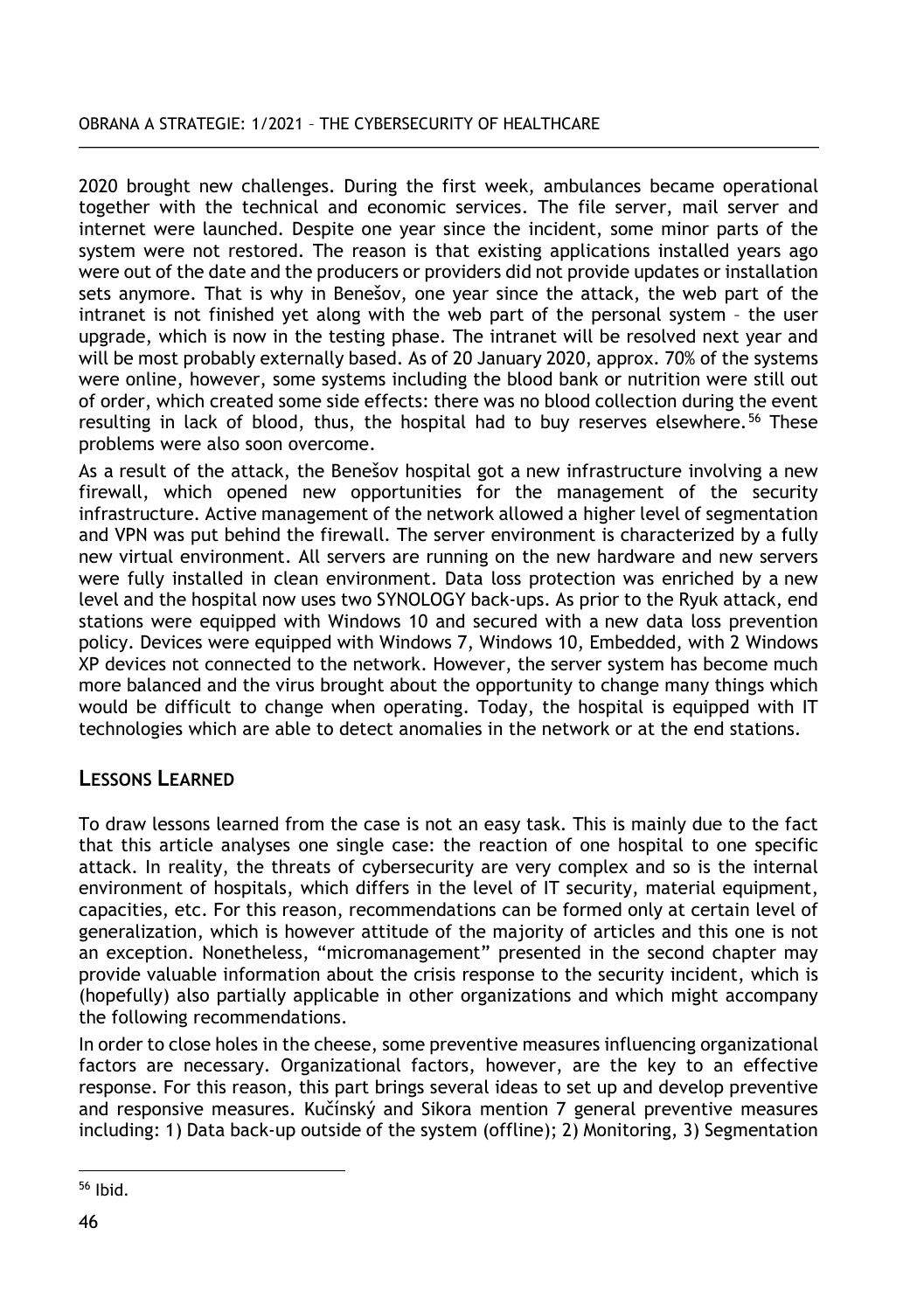2020 brought new challenges. During the first week, ambulances became operational together with the technical and economic services. The file server, mail server and internet were launched. Despite one year since the incident, some minor parts of the system were not restored. The reason is that existing applications installed years ago were out of the date and the producers or providers did not provide updates or installation sets anymore. That is why in Benešov, one year since the attack, the web part of the intranet is not finished yet along with the web part of the personal system – the user upgrade, which is now in the testing phase. The intranet will be resolved next year and will be most probably externally based. As of 20 January 2020, approx. 70% of the systems were online, however, some systems including the blood bank or nutrition were still out of order, which created some side effects: there was no blood collection during the event resulting in lack of blood, thus, the hospital had to buy reserves elsewhere.[56] These problems were also soon overcome.

As a result of the attack, the Benešov hospital got a new infrastructure involving a new firewall, which opened new opportunities for the management of the security infrastructure. Active management of the network allowed a higher level of segmentation and VPN was put behind the firewall. The server environment is characterized by a fully new virtual environment. All servers are running on the new hardware and new servers were fully installed in clean environment. Data loss protection was enriched by a new level and the hospital now uses two SYNOLOGY back-ups. As prior to the Ryuk attack, end stations were equipped with Windows 10 and secured with a new data loss prevention policy. Devices were equipped with Windows 7, Windows 10, Embedded, with 2 Windows XP devices not connected to the network. However, the server system has become much more balanced and the virus brought about the opportunity to change many things which would be difficult to change when operating. Today, the hospital is equipped with IT technologies which are able to detect anomalies in the network or at the end stations.

## Lessons Learned

To draw lessons learned from the case is not an easy task. This is mainly due to the fact that this article analyses one single case: the reaction of one hospital to one specific attack. In reality, the threats of cybersecurity are very complex and so is the internal environment of hospitals, which differs in the level of IT security, material equipment, capacities, etc. For this reason, recommendations can be formed only at certain level of generalization, which is however attitude of the majority of articles and this one is not an exception. Nonetheless, "micromanagement" presented in the second chapter may provide valuable information about the crisis response to the security incident, which is (hopefully) also partially applicable in other organizations and which might accompany the following recommendations.

In order to close holes in the cheese, some preventive measures influencing organizational factors are necessary. Organizational factors, however, are the key to an effective response. For this reason, this part brings several ideas to set up and develop preventive and responsive measures. Kučínský and Sikora mention 7 general preventive measures including: 1) Data back-up outside of the system (offline); 2) Monitoring, 3) Segmentation

[56] Ibid.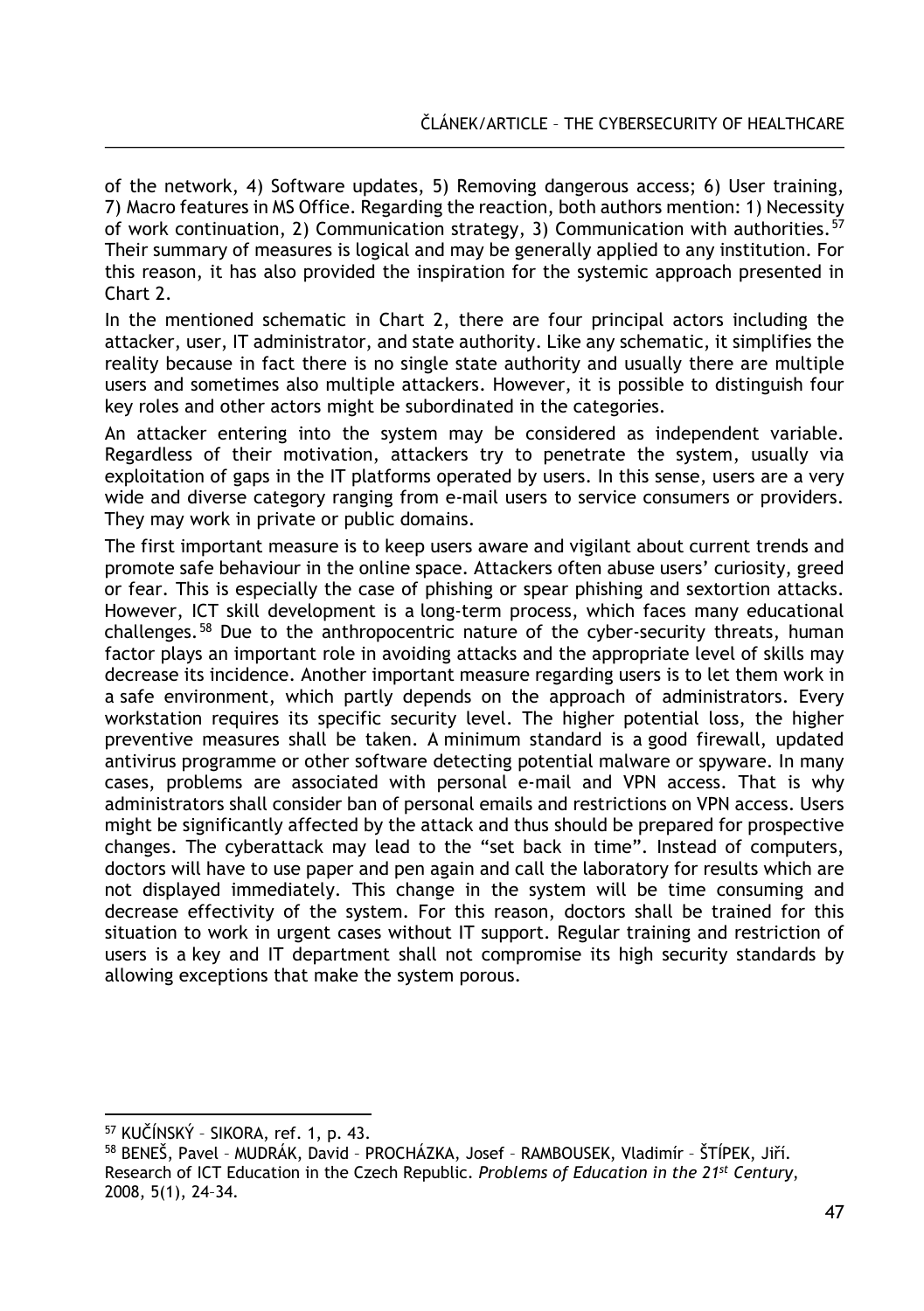of the network, 4) Software updates, 5) Removing dangerous access; 6) User training, 7) Macro features in MS Office. Regarding the reaction, both authors mention: 1) Necessity of work continuation, 2) Communication strategy, 3) Communication with authorities.[57] Their summary of measures is logical and may be generally applied to any institution. For this reason, it has also provided the inspiration for the systemic approach presented in Chart 2.

In the mentioned schematic in Chart 2, there are four principal actors including the attacker, user, IT administrator, and state authority. Like any schematic, it simplifies the reality because in fact there is no single state authority and usually there are multiple users and sometimes also multiple attackers. However, it is possible to distinguish four key roles and other actors might be subordinated in the categories.

An attacker entering into the system may be considered as independent variable. Regardless of their motivation, attackers try to penetrate the system, usually via exploitation of gaps in the IT platforms operated by users. In this sense, users are a very wide and diverse category ranging from e-mail users to service consumers or providers. They may work in private or public domains.

The first important measure is to keep users aware and vigilant about current trends and promote safe behaviour in the online space. Attackers often abuse users' curiosity, greed or fear. This is especially the case of phishing or spear phishing and sextortion attacks. However, ICT skill development is a long-term process, which faces many educational challenges.[58] Due to the anthropocentric nature of the cyber-security threats, human factor plays an important role in avoiding attacks and the appropriate level of skills may decrease its incidence. Another important measure regarding users is to let them work in a safe environment, which partly depends on the approach of administrators. Every workstation requires its specific security level. The higher potential loss, the higher preventive measures shall be taken. A minimum standard is a good firewall, updated antivirus programme or other software detecting potential malware or spyware. In many cases, problems are associated with personal e-mail and VPN access. That is why administrators shall consider ban of personal emails and restrictions on VPN access. Users might be significantly affected by the attack and thus should be prepared for prospective changes. The cyberattack may lead to the "set back in time". Instead of computers, doctors will have to use paper and pen again and call the laboratory for results which are not displayed immediately. This change in the system will be time consuming and decrease effectivity of the system. For this reason, doctors shall be trained for this situation to work in urgent cases without IT support. Regular training and restriction of users is a key and IT department shall not compromise its high security standards by allowing exceptions that make the system porous.

---

[57] KUČÍNSKÝ – SIKORA, ref. 1, p. 43.

[58] BENEŠ, Pavel – MUDRÁK, David – PROCHÁZKA, Josef – RAMBOUSEK, Vladimír – ŠTÍPEK, Jiří. Research of ICT Education in the Czech Republic. *Problems of Education in the 21st Century*, 2008, 5(1), 24–34.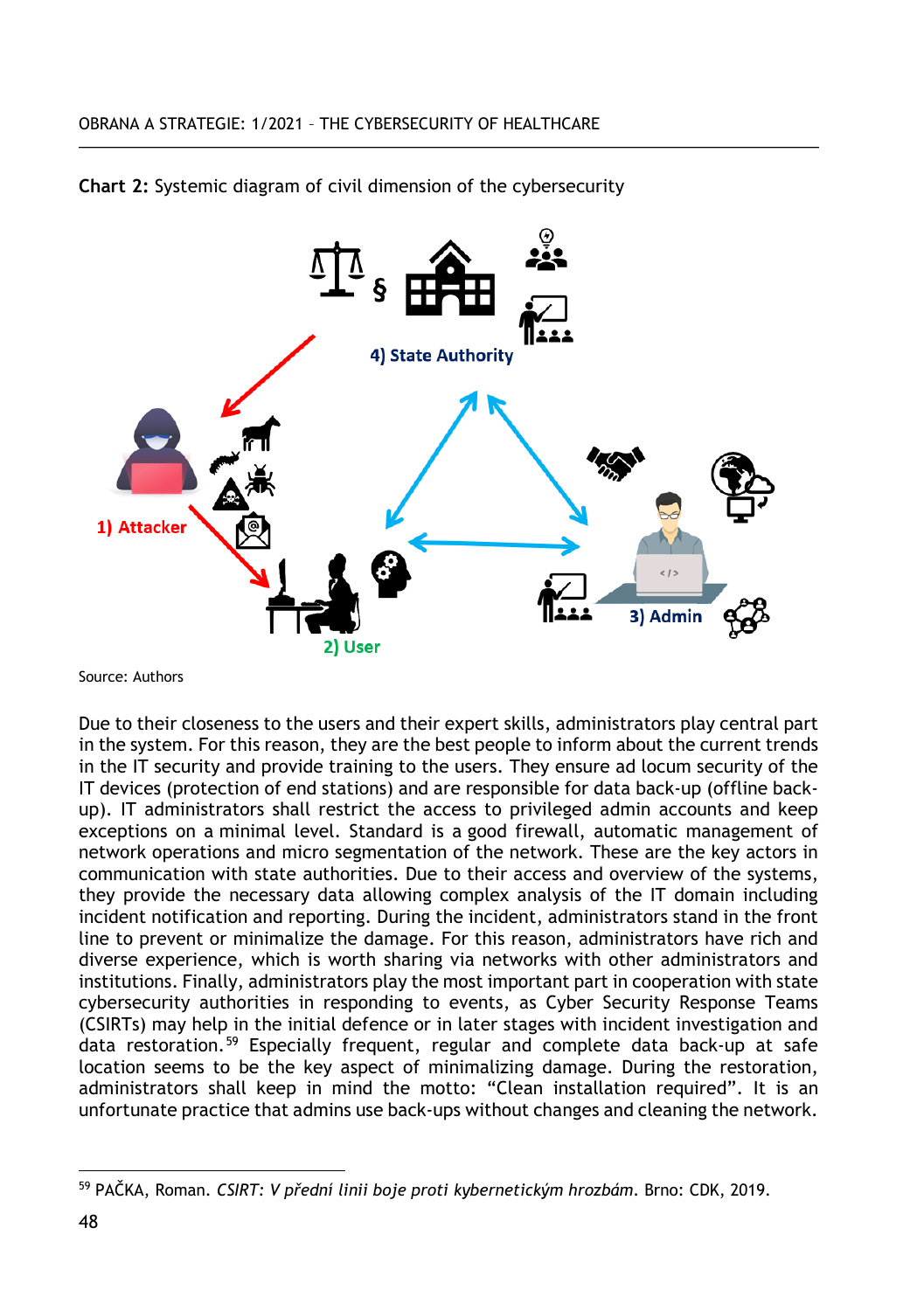**Chart 2:** Systemic diagram of civil dimension of the cybersecurity

4) State Authority

1) Attacker

2) User

3) Admin

Source: Authors

Due to their closeness to the users and their expert skills, administrators play central part in the system. For this reason, they are the best people to inform about the current trends in the IT security and provide training to the users. They ensure ad locum security of the IT devices (protection of end stations) and are responsible for data back-up (offline back-up). IT administrators shall restrict the access to privileged admin accounts and keep exceptions on a minimal level. Standard is a good firewall, automatic management of network operations and micro segmentation of the network. These are the key actors in communication with state authorities. Due to their access and overview of the systems, they provide the necessary data allowing complex analysis of the IT domain including incident notification and reporting. During the incident, administrators stand in the front line to prevent or minimalize the damage. For this reason, administrators have rich and diverse experience, which is worth sharing via networks with other administrators and institutions. Finally, administrators play the most important part in cooperation with state cybersecurity authorities in responding to events, as Cyber Security Response Teams (CSIRTs) may help in the initial defence or in later stages with incident investigation and data restoration.[59] Especially frequent, regular and complete data back-up at safe location seems to be the key aspect of minimalizing damage. During the restoration, administrators shall keep in mind the motto: "Clean installation required". It is an unfortunate practice that admins use back-ups without changes and cleaning the network.

---

[59] PAČKA, Roman. *CSIRT: V přední linii boje proti kybernetickým hrozbám*. Brno: CDK, 2019.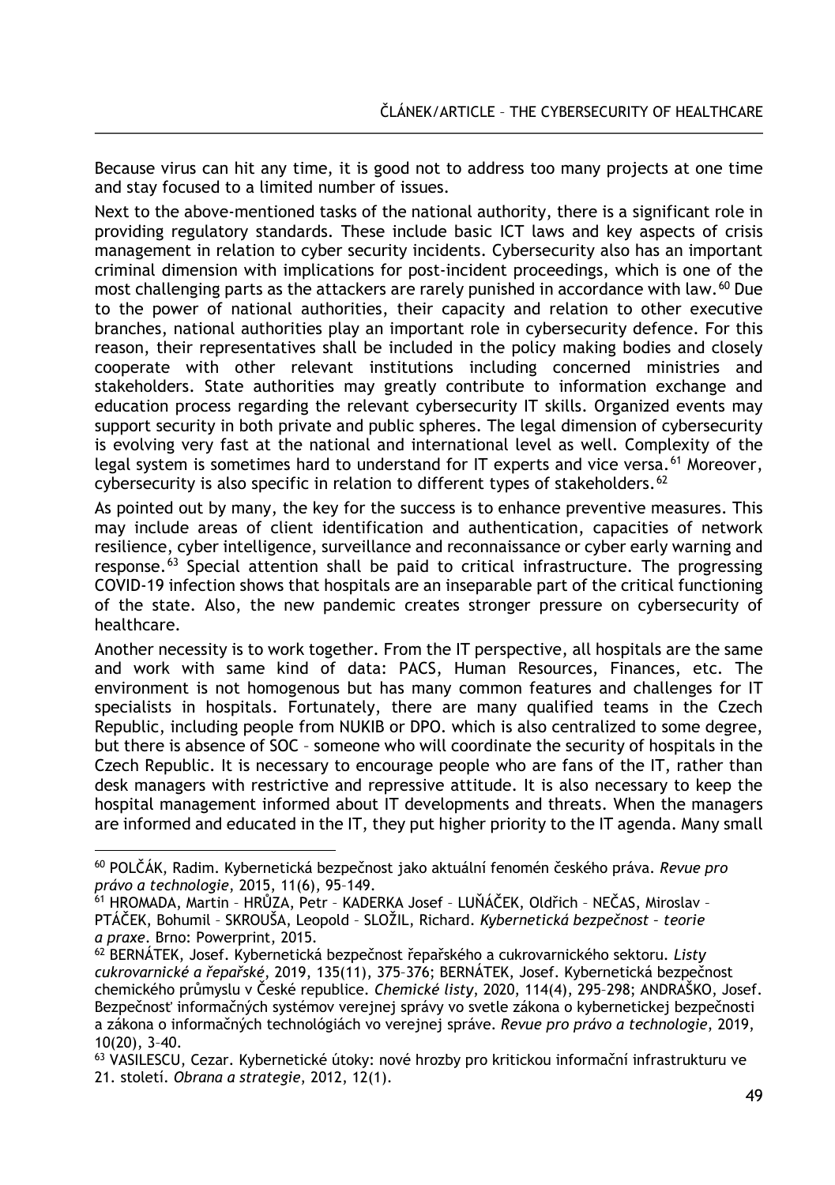Because virus can hit any time, it is good not to address too many projects at one time and stay focused to a limited number of issues.

Next to the above-mentioned tasks of the national authority, there is a significant role in providing regulatory standards. These include basic ICT laws and key aspects of crisis management in relation to cyber security incidents. Cybersecurity also has an important criminal dimension with implications for post-incident proceedings, which is one of the most challenging parts as the attackers are rarely punished in accordance with law.[60] Due to the power of national authorities, their capacity and relation to other executive branches, national authorities play an important role in cybersecurity defence. For this reason, their representatives shall be included in the policy making bodies and closely cooperate with other relevant institutions including concerned ministries and stakeholders. State authorities may greatly contribute to information exchange and education process regarding the relevant cybersecurity IT skills. Organized events may support security in both private and public spheres. The legal dimension of cybersecurity is evolving very fast at the national and international level as well. Complexity of the legal system is sometimes hard to understand for IT experts and vice versa.[61] Moreover, cybersecurity is also specific in relation to different types of stakeholders.[62]

As pointed out by many, the key for the success is to enhance preventive measures. This may include areas of client identification and authentication, capacities of network resilience, cyber intelligence, surveillance and reconnaissance or cyber early warning and response.[63] Special attention shall be paid to critical infrastructure. The progressing COVID-19 infection shows that hospitals are an inseparable part of the critical functioning of the state. Also, the new pandemic creates stronger pressure on cybersecurity of healthcare.

Another necessity is to work together. From the IT perspective, all hospitals are the same and work with same kind of data: PACS, Human Resources, Finances, etc. The environment is not homogenous but has many common features and challenges for IT specialists in hospitals. Fortunately, there are many qualified teams in the Czech Republic, including people from NUKIB or DPO. which is also centralized to some degree, but there is absence of SOC – someone who will coordinate the security of hospitals in the Czech Republic. It is necessary to encourage people who are fans of the IT, rather than desk managers with restrictive and repressive attitude. It is also necessary to keep the hospital management informed about IT developments and threats. When the managers are informed and educated in the IT, they put higher priority to the IT agenda. Many small

---

[60] POLČÁK, Radim. Kybernetická bezpečnost jako aktuální fenomén českého práva. *Revue pro právo a technologie*, 2015, 11(6), 95–149.

[61] HROMADA, Martin – HRŮZA, Petr – KADERKA Josef – LUŇÁČEK, Oldřich – NEČAS, Miroslav – PTÁČEK, Bohumil – SKROUŠA, Leopold – SLOŽIL, Richard. *Kybernetická bezpečnost – teorie a praxe*. Brno: Powerprint, 2015.

[62] BERNÁTEK, Josef. Kybernetická bezpečnost řepařského a cukrovarnického sektoru. *Listy cukrovarnické a řepařské*, 2019, 135(11), 375–376; BERNÁTEK, Josef. Kybernetická bezpečnost chemického průmyslu v České republice. *Chemické listy*, 2020, 114(4), 295–298; ANDRAŠKO, Josef. Bezpečnosť informačných systémov verejnej správy vo svetle zákona o kybernetickej bezpečnosti a zákona o informačných technológiách vo verejnej správe. *Revue pro právo a technologie*, 2019, 10(20), 3–40.

[63] VASILESCU, Cezar. Kybernetické útoky: nové hrozby pro kritickou informační infrastrukturu ve 21. století. *Obrana a strategie*, 2012, 12(1).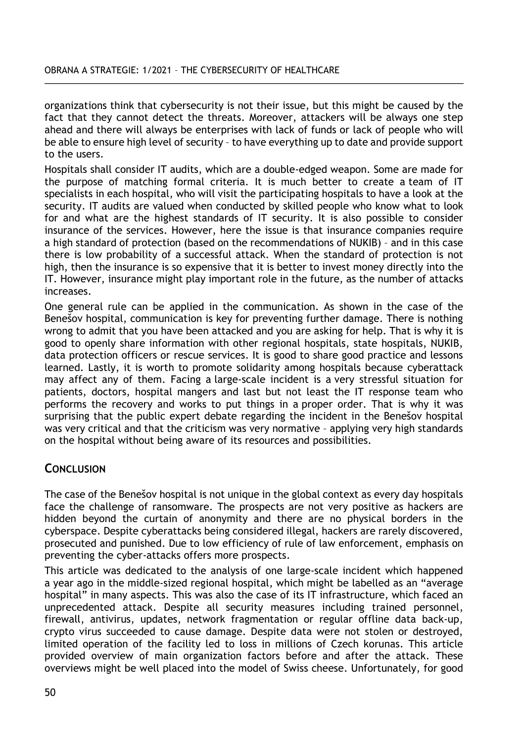organizations think that cybersecurity is not their issue, but this might be caused by the fact that they cannot detect the threats. Moreover, attackers will be always one step ahead and there will always be enterprises with lack of funds or lack of people who will be able to ensure high level of security – to have everything up to date and provide support to the users.

Hospitals shall consider IT audits, which are a double-edged weapon. Some are made for the purpose of matching formal criteria. It is much better to create a team of IT specialists in each hospital, who will visit the participating hospitals to have a look at the security. IT audits are valued when conducted by skilled people who know what to look for and what are the highest standards of IT security. It is also possible to consider insurance of the services. However, here the issue is that insurance companies require a high standard of protection (based on the recommendations of NUKIB) – and in this case there is low probability of a successful attack. When the standard of protection is not high, then the insurance is so expensive that it is better to invest money directly into the IT. However, insurance might play important role in the future, as the number of attacks increases.

One general rule can be applied in the communication. As shown in the case of the Benešov hospital, communication is key for preventing further damage. There is nothing wrong to admit that you have been attacked and you are asking for help. That is why it is good to openly share information with other regional hospitals, state hospitals, NUKIB, data protection officers or rescue services. It is good to share good practice and lessons learned. Lastly, it is worth to promote solidarity among hospitals because cyberattack may affect any of them. Facing a large-scale incident is a very stressful situation for patients, doctors, hospital mangers and last but not least the IT response team who performs the recovery and works to put things in a proper order. That is why it was surprising that the public expert debate regarding the incident in the Benešov hospital was very critical and that the criticism was very normative – applying very high standards on the hospital without being aware of its resources and possibilities.

## Conclusion

The case of the Benešov hospital is not unique in the global context as every day hospitals face the challenge of ransomware. The prospects are not very positive as hackers are hidden beyond the curtain of anonymity and there are no physical borders in the cyberspace. Despite cyberattacks being considered illegal, hackers are rarely discovered, prosecuted and punished. Due to low efficiency of rule of law enforcement, emphasis on preventing the cyber-attacks offers more prospects.

This article was dedicated to the analysis of one large-scale incident which happened a year ago in the middle-sized regional hospital, which might be labelled as an "average hospital" in many aspects. This was also the case of its IT infrastructure, which faced an unprecedented attack. Despite all security measures including trained personnel, firewall, antivirus, updates, network fragmentation or regular offline data back-up, crypto virus succeeded to cause damage. Despite data were not stolen or destroyed, limited operation of the facility led to loss in millions of Czech korunas. This article provided overview of main organization factors before and after the attack. These overviews might be well placed into the model of Swiss cheese. Unfortunately, for good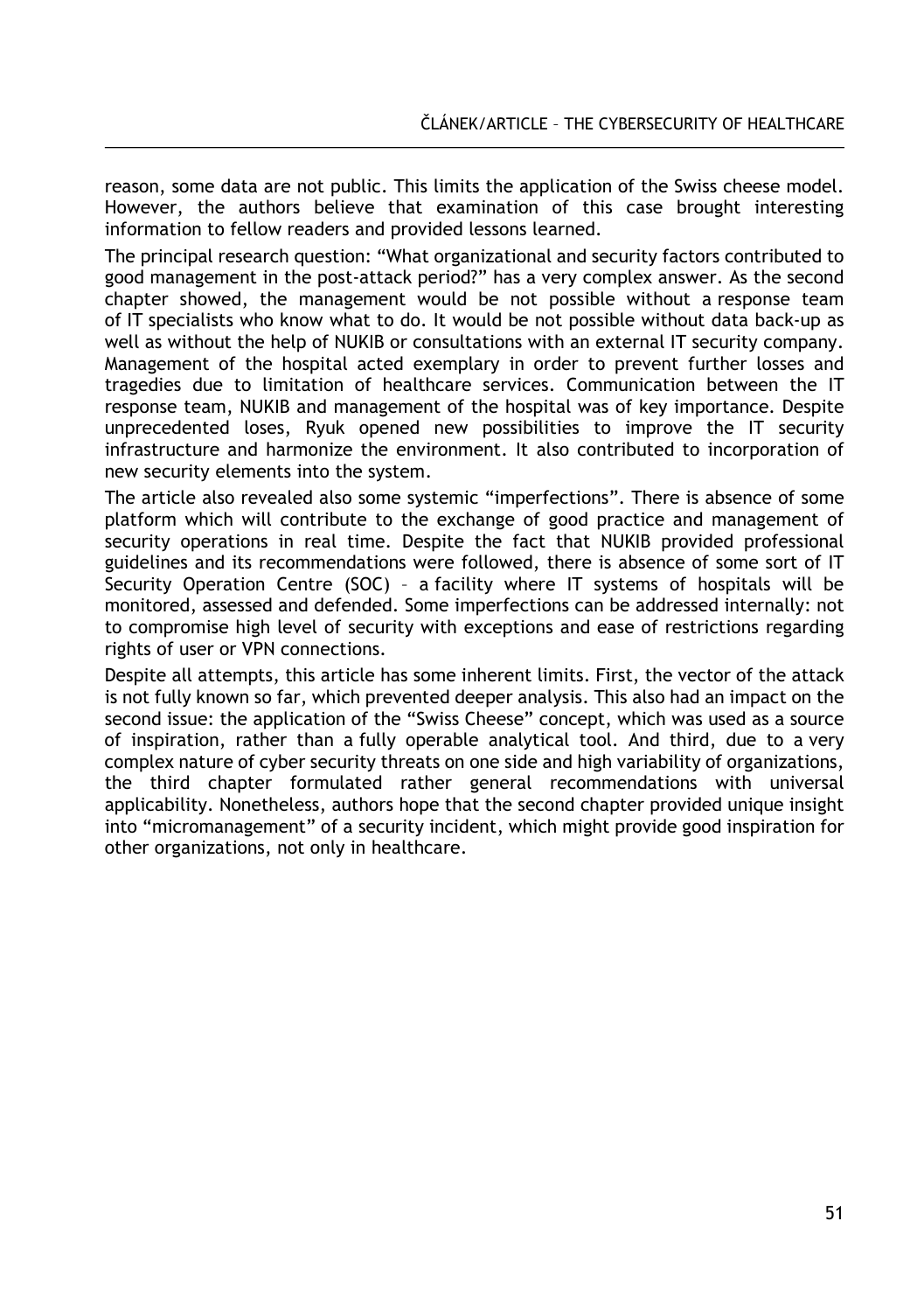reason, some data are not public. This limits the application of the Swiss cheese model. However, the authors believe that examination of this case brought interesting information to fellow readers and provided lessons learned.

The principal research question: "What organizational and security factors contributed to good management in the post-attack period?" has a very complex answer. As the second chapter showed, the management would be not possible without a response team of IT specialists who know what to do. It would be not possible without data back-up as well as without the help of NUKIB or consultations with an external IT security company. Management of the hospital acted exemplary in order to prevent further losses and tragedies due to limitation of healthcare services. Communication between the IT response team, NUKIB and management of the hospital was of key importance. Despite unprecedented loses, Ryuk opened new possibilities to improve the IT security infrastructure and harmonize the environment. It also contributed to incorporation of new security elements into the system.

The article also revealed also some systemic "imperfections". There is absence of some platform which will contribute to the exchange of good practice and management of security operations in real time. Despite the fact that NUKIB provided professional guidelines and its recommendations were followed, there is absence of some sort of IT Security Operation Centre (SOC) – a facility where IT systems of hospitals will be monitored, assessed and defended. Some imperfections can be addressed internally: not to compromise high level of security with exceptions and ease of restrictions regarding rights of user or VPN connections.

Despite all attempts, this article has some inherent limits. First, the vector of the attack is not fully known so far, which prevented deeper analysis. This also had an impact on the second issue: the application of the "Swiss Cheese" concept, which was used as a source of inspiration, rather than a fully operable analytical tool. And third, due to a very complex nature of cyber security threats on one side and high variability of organizations, the third chapter formulated rather general recommendations with universal applicability. Nonetheless, authors hope that the second chapter provided unique insight into "micromanagement" of a security incident, which might provide good inspiration for other organizations, not only in healthcare.